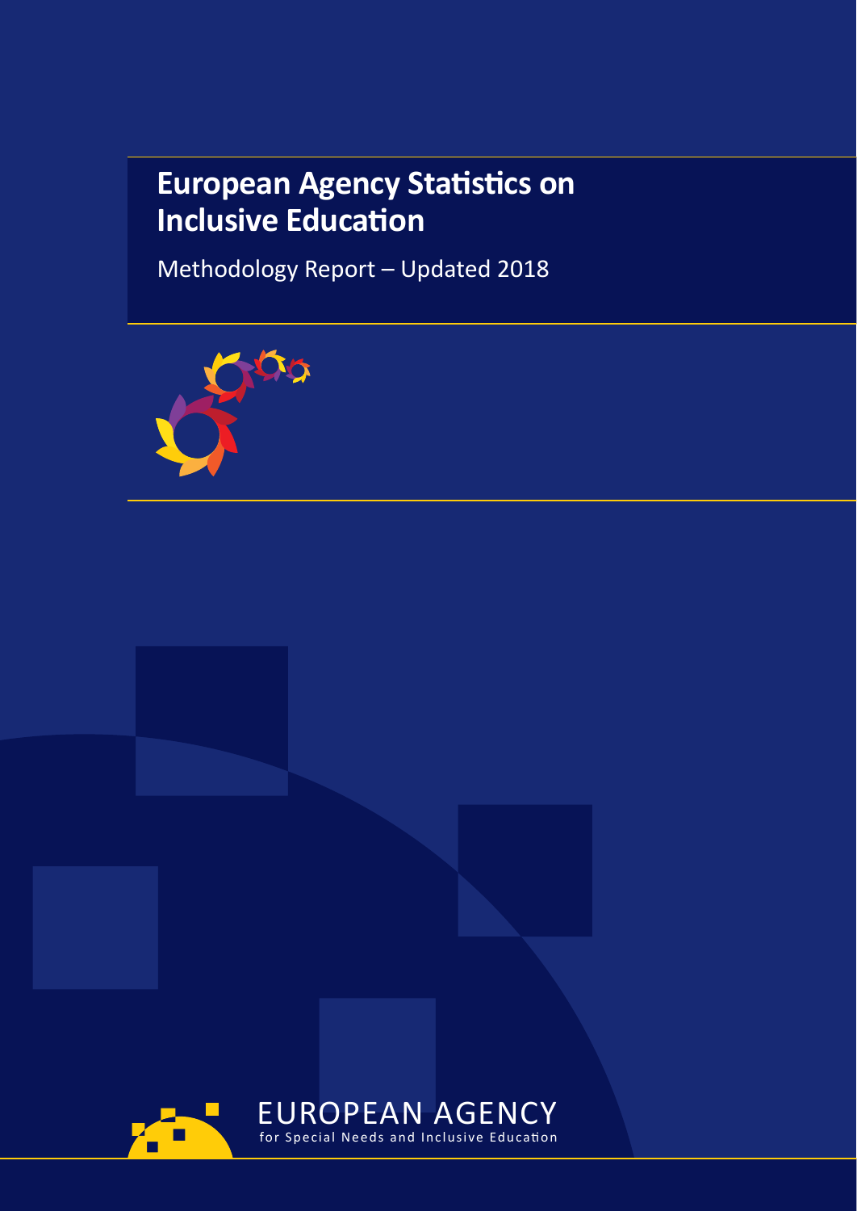# European Agency Statistics on Inclusive Education

Methodology Report – Updated 2018

EUROPEAN AGENCY for Special Needs and Inclusive Education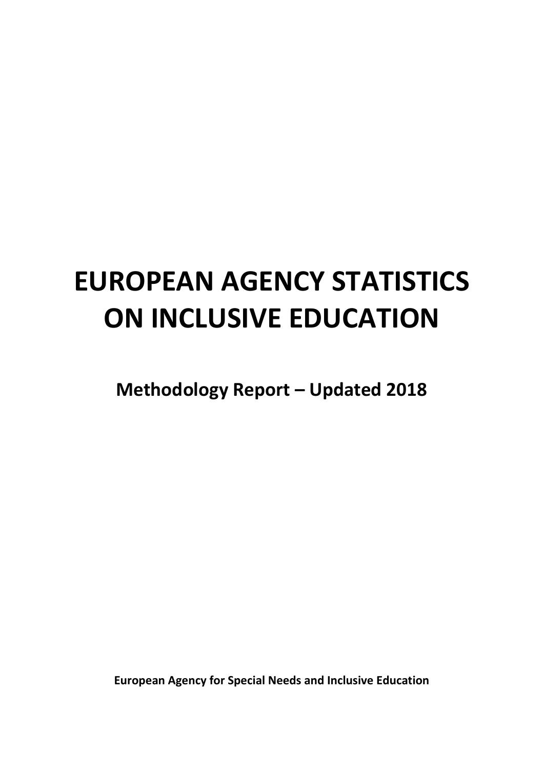# EUROPEAN AGENCY STATISTICS ON INCLUSIVE EDUCATION

**Methodology Report – Updated 2018**

**European Agency for Special Needs and Inclusive Education**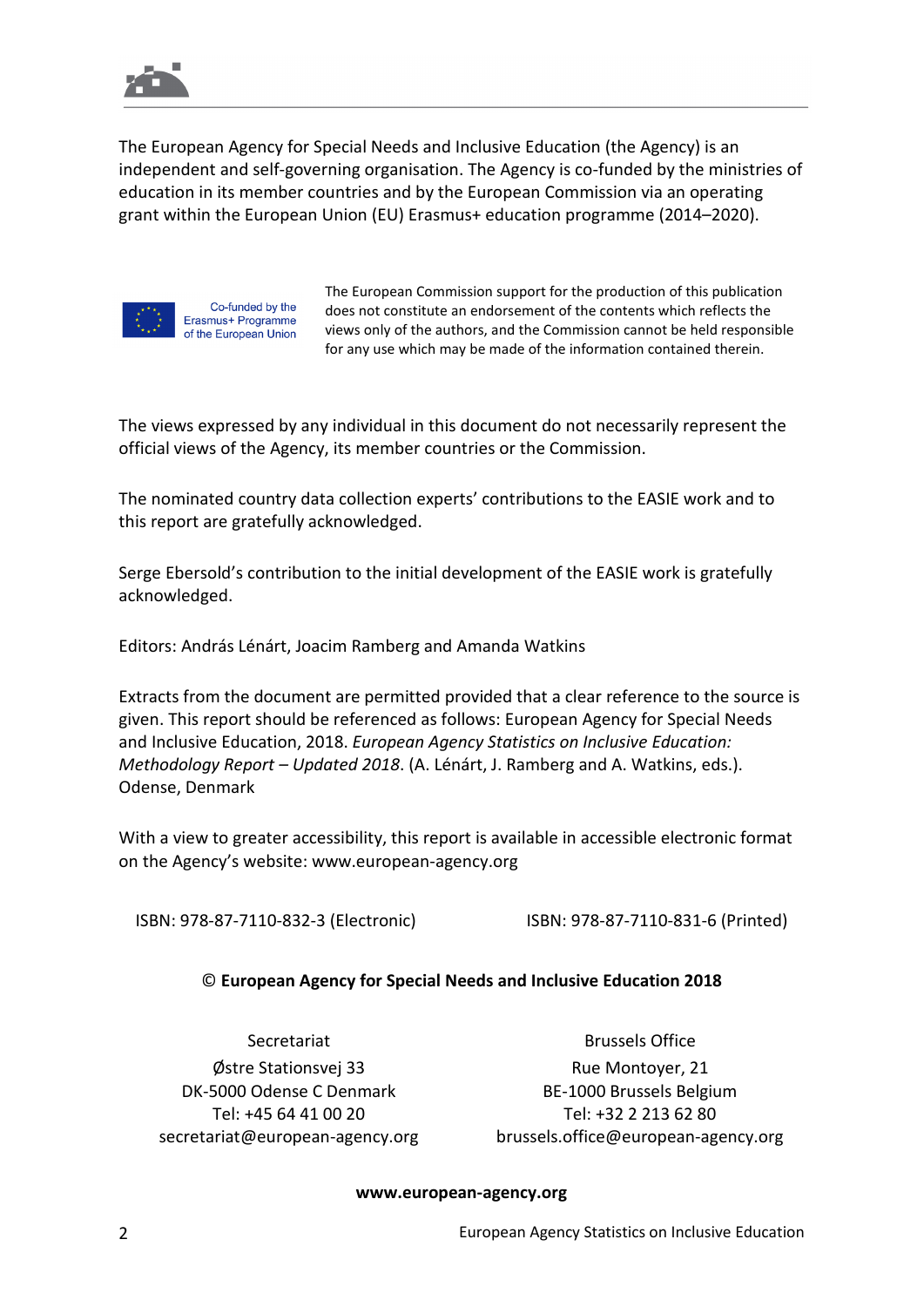The European Agency for Special Needs and Inclusive Education (the Agency) is an independent and self-governing organisation. The Agency is co-funded by the ministries of education in its member countries and by the European Commission via an operating grant within the European Union (EU) Erasmus+ education programme (2014–2020).

Co-funded by the Erasmus+ Programme of the European Union

The European Commission support for the production of this publication does not constitute an endorsement of the contents which reflects the views only of the authors, and the Commission cannot be held responsible for any use which may be made of the information contained therein.

The views expressed by any individual in this document do not necessarily represent the official views of the Agency, its member countries or the Commission.

The nominated country data collection experts' contributions to the EASIE work and to this report are gratefully acknowledged.

Serge Ebersold's contribution to the initial development of the EASIE work is gratefully acknowledged.

Editors: András Lénárt, Joacim Ramberg and Amanda Watkins

Extracts from the document are permitted provided that a clear reference to the source is given. This report should be referenced as follows: European Agency for Special Needs and Inclusive Education, 2018. *European Agency Statistics on Inclusive Education: Methodology Report – Updated 2018*. (A. Lénárt, J. Ramberg and A. Watkins, eds.). Odense, Denmark

With a view to greater accessibility, this report is available in accessible electronic format on the Agency's website: www.european-agency.org

ISBN: 978-87-7110-832-3 (Electronic)

ISBN: 978-87-7110-831-6 (Printed)

**© European Agency for Special Needs and Inclusive Education 2018**

Secretariat
Østre Stationsvej 33
DK-5000 Odense C Denmark
Tel: +45 64 41 00 20
secretariat@european-agency.org

Brussels Office
Rue Montoyer, 21
BE-1000 Brussels Belgium
Tel: +32 2 213 62 80
brussels.office@european-agency.org

**www.european-agency.org**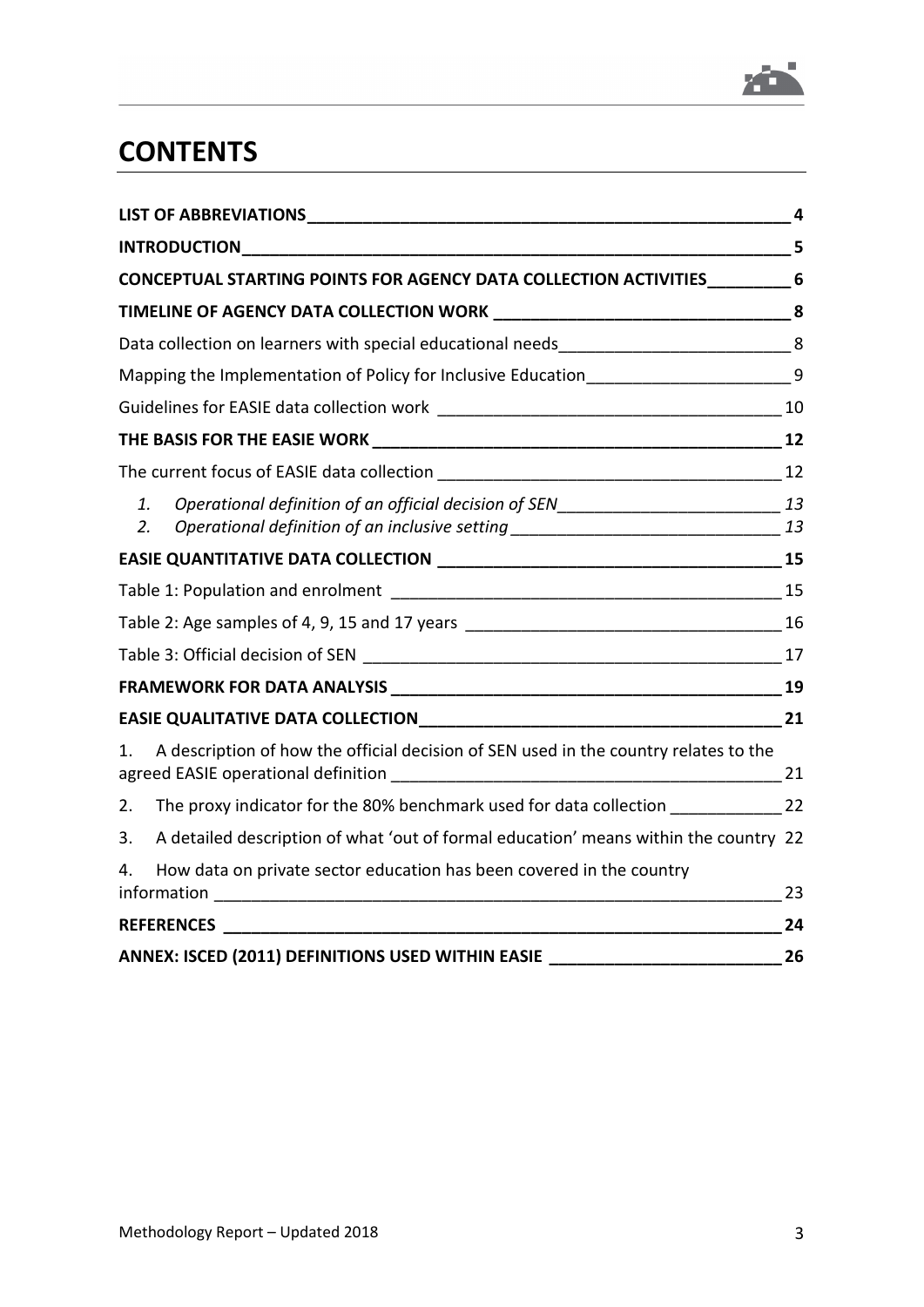# CONTENTS

LIST OF ABBREVIATIONS ........ 4

INTRODUCTION ........ 5

CONCEPTUAL STARTING POINTS FOR AGENCY DATA COLLECTION ACTIVITIES ........ 6

TIMELINE OF AGENCY DATA COLLECTION WORK ........ 8

Data collection on learners with special educational needs ........ 8

Mapping the Implementation of Policy for Inclusive Education ........ 9

Guidelines for EASIE data collection work ........ 10

THE BASIS FOR THE EASIE WORK ........ 12

The current focus of EASIE data collection ........ 12

1. *Operational definition of an official decision of SEN ........ 13*
2. *Operational definition of an inclusive setting ........ 13*

EASIE QUANTITATIVE DATA COLLECTION ........ 15

Table 1: Population and enrolment ........ 15

Table 2: Age samples of 4, 9, 15 and 17 years ........ 16

Table 3: Official decision of SEN ........ 17

FRAMEWORK FOR DATA ANALYSIS ........ 19

EASIE QUALITATIVE DATA COLLECTION ........ 21

1. A description of how the official decision of SEN used in the country relates to the agreed EASIE operational definition ........ 21
2. The proxy indicator for the 80% benchmark used for data collection ........ 22
3. A detailed description of what 'out of formal education' means within the country 22
4. How data on private sector education has been covered in the country information ........ 23

REFERENCES ........ 24

ANNEX: ISCED (2011) DEFINITIONS USED WITHIN EASIE ........ 26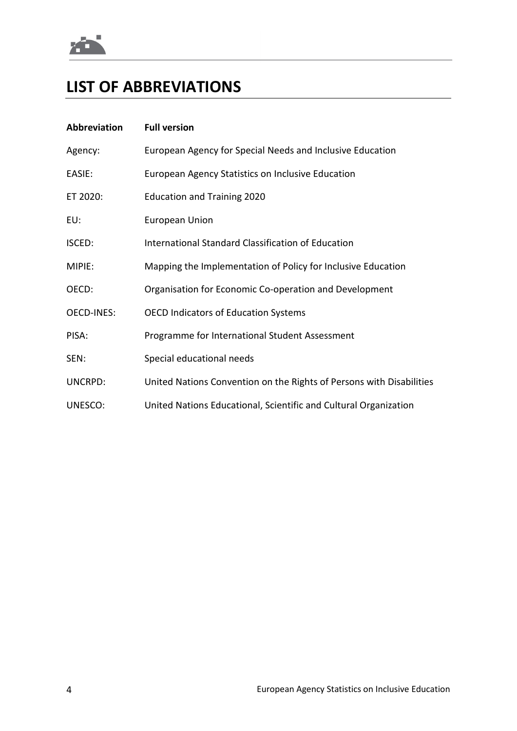# LIST OF ABBREVIATIONS

| Abbreviation | Full version |
|---|---|
| Agency: | European Agency for Special Needs and Inclusive Education |
| EASIE: | European Agency Statistics on Inclusive Education |
| ET 2020: | Education and Training 2020 |
| EU: | European Union |
| ISCED: | International Standard Classification of Education |
| MIPIE: | Mapping the Implementation of Policy for Inclusive Education |
| OECD: | Organisation for Economic Co-operation and Development |
| OECD-INES: | OECD Indicators of Education Systems |
| PISA: | Programme for International Student Assessment |
| SEN: | Special educational needs |
| UNCRPD: | United Nations Convention on the Rights of Persons with Disabilities |
| UNESCO: | United Nations Educational, Scientific and Cultural Organization |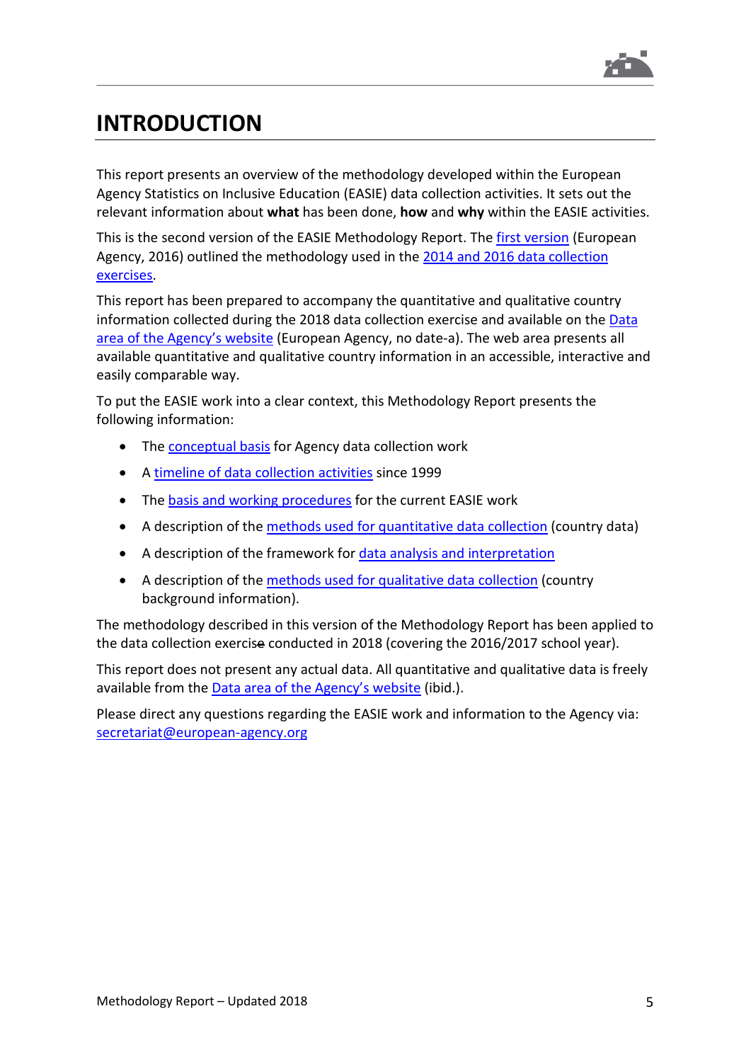# INTRODUCTION

This report presents an overview of the methodology developed within the European Agency Statistics on Inclusive Education (EASIE) data collection activities. It sets out the relevant information about **what** has been done, **how** and **why** within the EASIE activities.

This is the second version of the EASIE Methodology Report. The first version (European Agency, 2016) outlined the methodology used in the 2014 and 2016 data collection exercises.

This report has been prepared to accompany the quantitative and qualitative country information collected during the 2018 data collection exercise and available on the Data area of the Agency's website (European Agency, no date-a). The web area presents all available quantitative and qualitative country information in an accessible, interactive and easily comparable way.

To put the EASIE work into a clear context, this Methodology Report presents the following information:

- The conceptual basis for Agency data collection work
- A timeline of data collection activities since 1999
- The basis and working procedures for the current EASIE work
- A description of the methods used for quantitative data collection (country data)
- A description of the framework for data analysis and interpretation
- A description of the methods used for qualitative data collection (country background information).

The methodology described in this version of the Methodology Report has been applied to the data collection exercise conducted in 2018 (covering the 2016/2017 school year).

This report does not present any actual data. All quantitative and qualitative data is freely available from the Data area of the Agency's website (ibid.).

Please direct any questions regarding the EASIE work and information to the Agency via: secretariat@european-agency.org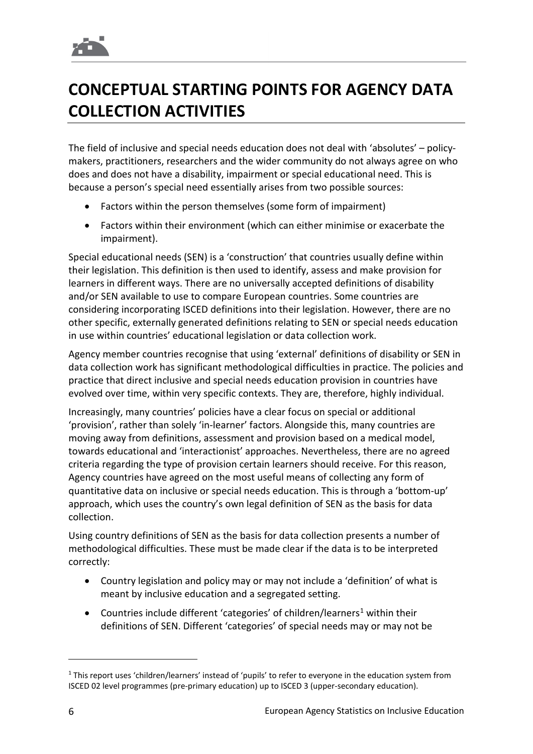# CONCEPTUAL STARTING POINTS FOR AGENCY DATA COLLECTION ACTIVITIES

The field of inclusive and special needs education does not deal with 'absolutes' – policy-makers, practitioners, researchers and the wider community do not always agree on who does and does not have a disability, impairment or special educational need. This is because a person's special need essentially arises from two possible sources:

- Factors within the person themselves (some form of impairment)
- Factors within their environment (which can either minimise or exacerbate the impairment).

Special educational needs (SEN) is a 'construction' that countries usually define within their legislation. This definition is then used to identify, assess and make provision for learners in different ways. There are no universally accepted definitions of disability and/or SEN available to use to compare European countries. Some countries are considering incorporating ISCED definitions into their legislation. However, there are no other specific, externally generated definitions relating to SEN or special needs education in use within countries' educational legislation or data collection work.

Agency member countries recognise that using 'external' definitions of disability or SEN in data collection work has significant methodological difficulties in practice. The policies and practice that direct inclusive and special needs education provision in countries have evolved over time, within very specific contexts. They are, therefore, highly individual.

Increasingly, many countries' policies have a clear focus on special or additional 'provision', rather than solely 'in-learner' factors. Alongside this, many countries are moving away from definitions, assessment and provision based on a medical model, towards educational and 'interactionist' approaches. Nevertheless, there are no agreed criteria regarding the type of provision certain learners should receive. For this reason, Agency countries have agreed on the most useful means of collecting any form of quantitative data on inclusive or special needs education. This is through a 'bottom-up' approach, which uses the country's own legal definition of SEN as the basis for data collection.

Using country definitions of SEN as the basis for data collection presents a number of methodological difficulties. These must be made clear if the data is to be interpreted correctly:

- Country legislation and policy may or may not include a 'definition' of what is meant by inclusive education and a segregated setting.
- Countries include different 'categories' of children/learners[1] within their definitions of SEN. Different 'categories' of special needs may or may not be

[1] This report uses 'children/learners' instead of 'pupils' to refer to everyone in the education system from ISCED 02 level programmes (pre-primary education) up to ISCED 3 (upper-secondary education).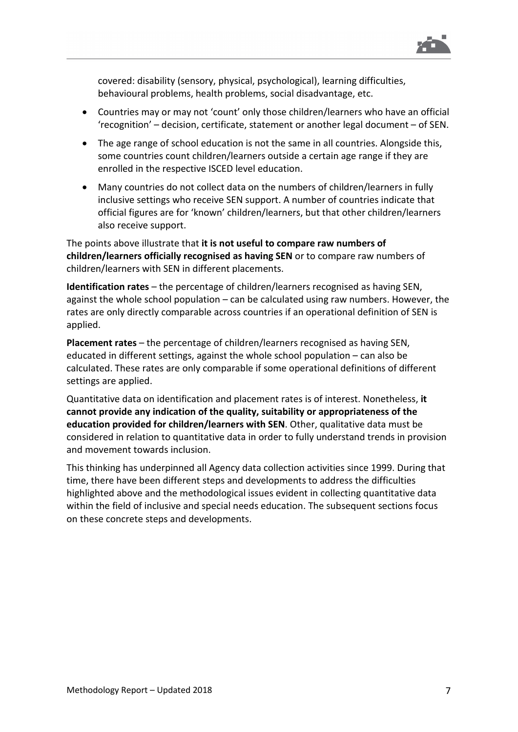covered: disability (sensory, physical, psychological), learning difficulties, behavioural problems, health problems, social disadvantage, etc.

- Countries may or may not 'count' only those children/learners who have an official 'recognition' – decision, certificate, statement or another legal document – of SEN.
- The age range of school education is not the same in all countries. Alongside this, some countries count children/learners outside a certain age range if they are enrolled in the respective ISCED level education.
- Many countries do not collect data on the numbers of children/learners in fully inclusive settings who receive SEN support. A number of countries indicate that official figures are for 'known' children/learners, but that other children/learners also receive support.

The points above illustrate that **it is not useful to compare raw numbers of children/learners officially recognised as having SEN** or to compare raw numbers of children/learners with SEN in different placements.

**Identification rates** – the percentage of children/learners recognised as having SEN, against the whole school population – can be calculated using raw numbers. However, the rates are only directly comparable across countries if an operational definition of SEN is applied.

**Placement rates** – the percentage of children/learners recognised as having SEN, educated in different settings, against the whole school population – can also be calculated. These rates are only comparable if some operational definitions of different settings are applied.

Quantitative data on identification and placement rates is of interest. Nonetheless, **it cannot provide any indication of the quality, suitability or appropriateness of the education provided for children/learners with SEN**. Other, qualitative data must be considered in relation to quantitative data in order to fully understand trends in provision and movement towards inclusion.

This thinking has underpinned all Agency data collection activities since 1999. During that time, there have been different steps and developments to address the difficulties highlighted above and the methodological issues evident in collecting quantitative data within the field of inclusive and special needs education. The subsequent sections focus on these concrete steps and developments.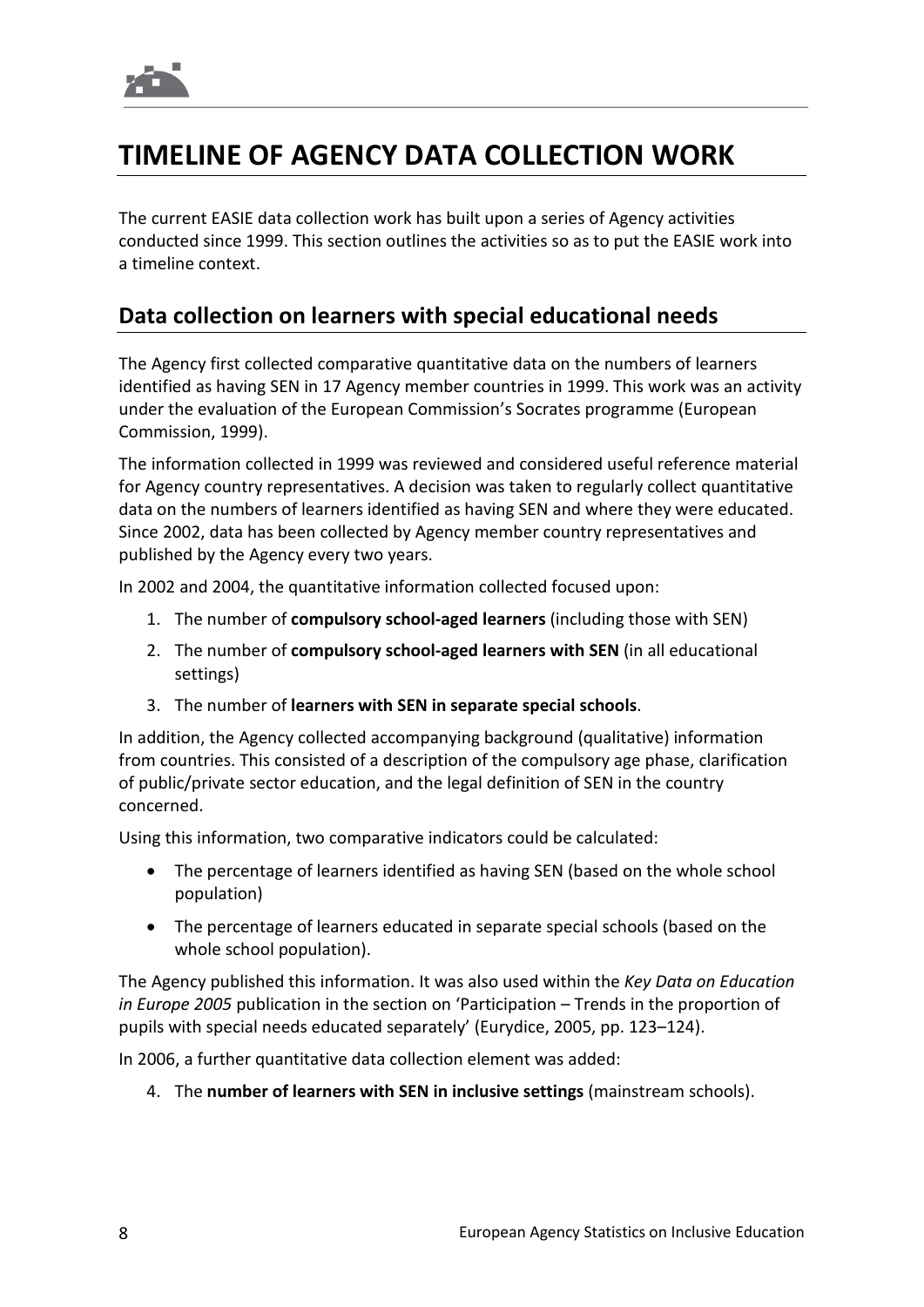# TIMELINE OF AGENCY DATA COLLECTION WORK

The current EASIE data collection work has built upon a series of Agency activities conducted since 1999. This section outlines the activities so as to put the EASIE work into a timeline context.

## Data collection on learners with special educational needs

The Agency first collected comparative quantitative data on the numbers of learners identified as having SEN in 17 Agency member countries in 1999. This work was an activity under the evaluation of the European Commission's Socrates programme (European Commission, 1999).

The information collected in 1999 was reviewed and considered useful reference material for Agency country representatives. A decision was taken to regularly collect quantitative data on the numbers of learners identified as having SEN and where they were educated. Since 2002, data has been collected by Agency member country representatives and published by the Agency every two years.

In 2002 and 2004, the quantitative information collected focused upon:

1. The number of **compulsory school-aged learners** (including those with SEN)
2. The number of **compulsory school-aged learners with SEN** (in all educational settings)
3. The number of **learners with SEN in separate special schools**.

In addition, the Agency collected accompanying background (qualitative) information from countries. This consisted of a description of the compulsory age phase, clarification of public/private sector education, and the legal definition of SEN in the country concerned.

Using this information, two comparative indicators could be calculated:

- The percentage of learners identified as having SEN (based on the whole school population)
- The percentage of learners educated in separate special schools (based on the whole school population).

The Agency published this information. It was also used within the *Key Data on Education in Europe 2005* publication in the section on 'Participation – Trends in the proportion of pupils with special needs educated separately' (Eurydice, 2005, pp. 123–124).

In 2006, a further quantitative data collection element was added:

4. The **number of learners with SEN in inclusive settings** (mainstream schools).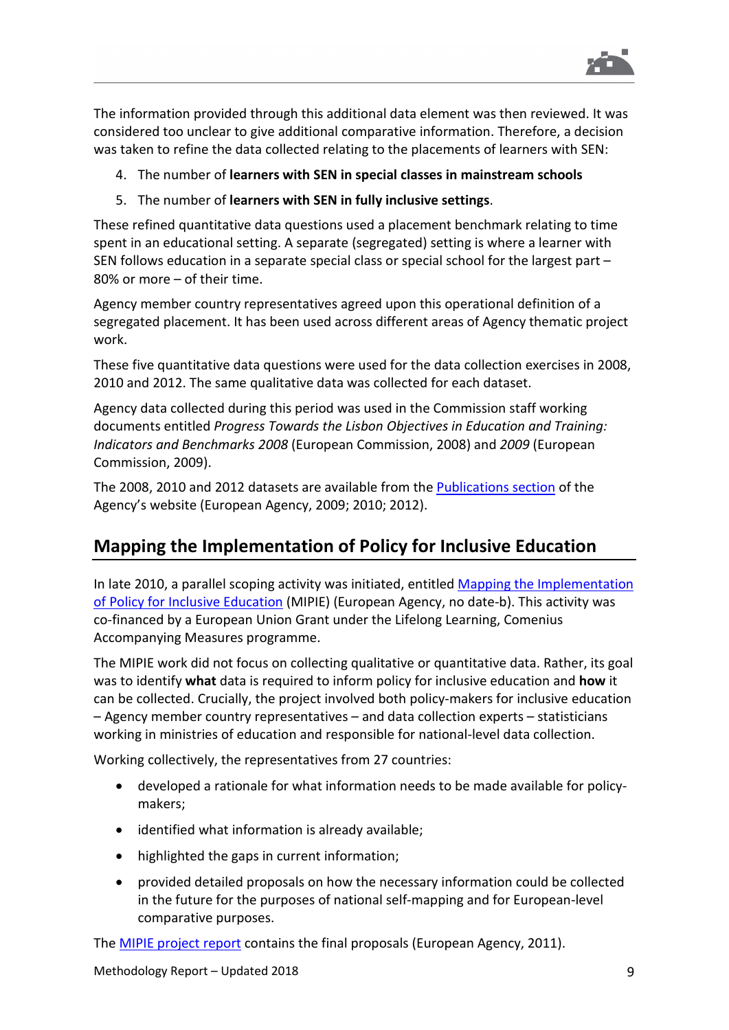The information provided through this additional data element was then reviewed. It was considered too unclear to give additional comparative information. Therefore, a decision was taken to refine the data collected relating to the placements of learners with SEN:

4. The number of **learners with SEN in special classes in mainstream schools**
5. The number of **learners with SEN in fully inclusive settings**.

These refined quantitative data questions used a placement benchmark relating to time spent in an educational setting. A separate (segregated) setting is where a learner with SEN follows education in a separate special class or special school for the largest part – 80% or more – of their time.

Agency member country representatives agreed upon this operational definition of a segregated placement. It has been used across different areas of Agency thematic project work.

These five quantitative data questions were used for the data collection exercises in 2008, 2010 and 2012. The same qualitative data was collected for each dataset.

Agency data collected during this period was used in the Commission staff working documents entitled *Progress Towards the Lisbon Objectives in Education and Training: Indicators and Benchmarks 2008* (European Commission, 2008) and *2009* (European Commission, 2009).

The 2008, 2010 and 2012 datasets are available from the Publications section of the Agency's website (European Agency, 2009; 2010; 2012).

## Mapping the Implementation of Policy for Inclusive Education

In late 2010, a parallel scoping activity was initiated, entitled Mapping the Implementation of Policy for Inclusive Education (MIPIE) (European Agency, no date-b). This activity was co-financed by a European Union Grant under the Lifelong Learning, Comenius Accompanying Measures programme.

The MIPIE work did not focus on collecting qualitative or quantitative data. Rather, its goal was to identify **what** data is required to inform policy for inclusive education and **how** it can be collected. Crucially, the project involved both policy-makers for inclusive education – Agency member country representatives – and data collection experts – statisticians working in ministries of education and responsible for national-level data collection.

Working collectively, the representatives from 27 countries:

- developed a rationale for what information needs to be made available for policy-makers;
- identified what information is already available;
- highlighted the gaps in current information;
- provided detailed proposals on how the necessary information could be collected in the future for the purposes of national self-mapping and for European-level comparative purposes.

The MIPIE project report contains the final proposals (European Agency, 2011).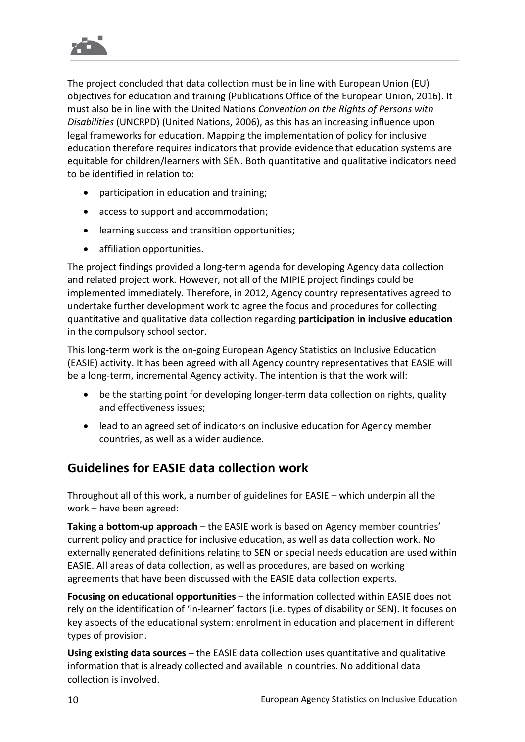The project concluded that data collection must be in line with European Union (EU) objectives for education and training (Publications Office of the European Union, 2016). It must also be in line with the United Nations *Convention on the Rights of Persons with Disabilities* (UNCRPD) (United Nations, 2006), as this has an increasing influence upon legal frameworks for education. Mapping the implementation of policy for inclusive education therefore requires indicators that provide evidence that education systems are equitable for children/learners with SEN. Both quantitative and qualitative indicators need to be identified in relation to:

- participation in education and training;
- access to support and accommodation;
- learning success and transition opportunities;
- affiliation opportunities.

The project findings provided a long-term agenda for developing Agency data collection and related project work. However, not all of the MIPIE project findings could be implemented immediately. Therefore, in 2012, Agency country representatives agreed to undertake further development work to agree the focus and procedures for collecting quantitative and qualitative data collection regarding **participation in inclusive education** in the compulsory school sector.

This long-term work is the on-going European Agency Statistics on Inclusive Education (EASIE) activity. It has been agreed with all Agency country representatives that EASIE will be a long-term, incremental Agency activity. The intention is that the work will:

- be the starting point for developing longer-term data collection on rights, quality and effectiveness issues;
- lead to an agreed set of indicators on inclusive education for Agency member countries, as well as a wider audience.

## Guidelines for EASIE data collection work

Throughout all of this work, a number of guidelines for EASIE – which underpin all the work – have been agreed:

**Taking a bottom-up approach** – the EASIE work is based on Agency member countries' current policy and practice for inclusive education, as well as data collection work. No externally generated definitions relating to SEN or special needs education are used within EASIE. All areas of data collection, as well as procedures, are based on working agreements that have been discussed with the EASIE data collection experts.

**Focusing on educational opportunities** – the information collected within EASIE does not rely on the identification of 'in-learner' factors (i.e. types of disability or SEN). It focuses on key aspects of the educational system: enrolment in education and placement in different types of provision.

**Using existing data sources** – the EASIE data collection uses quantitative and qualitative information that is already collected and available in countries. No additional data collection is involved.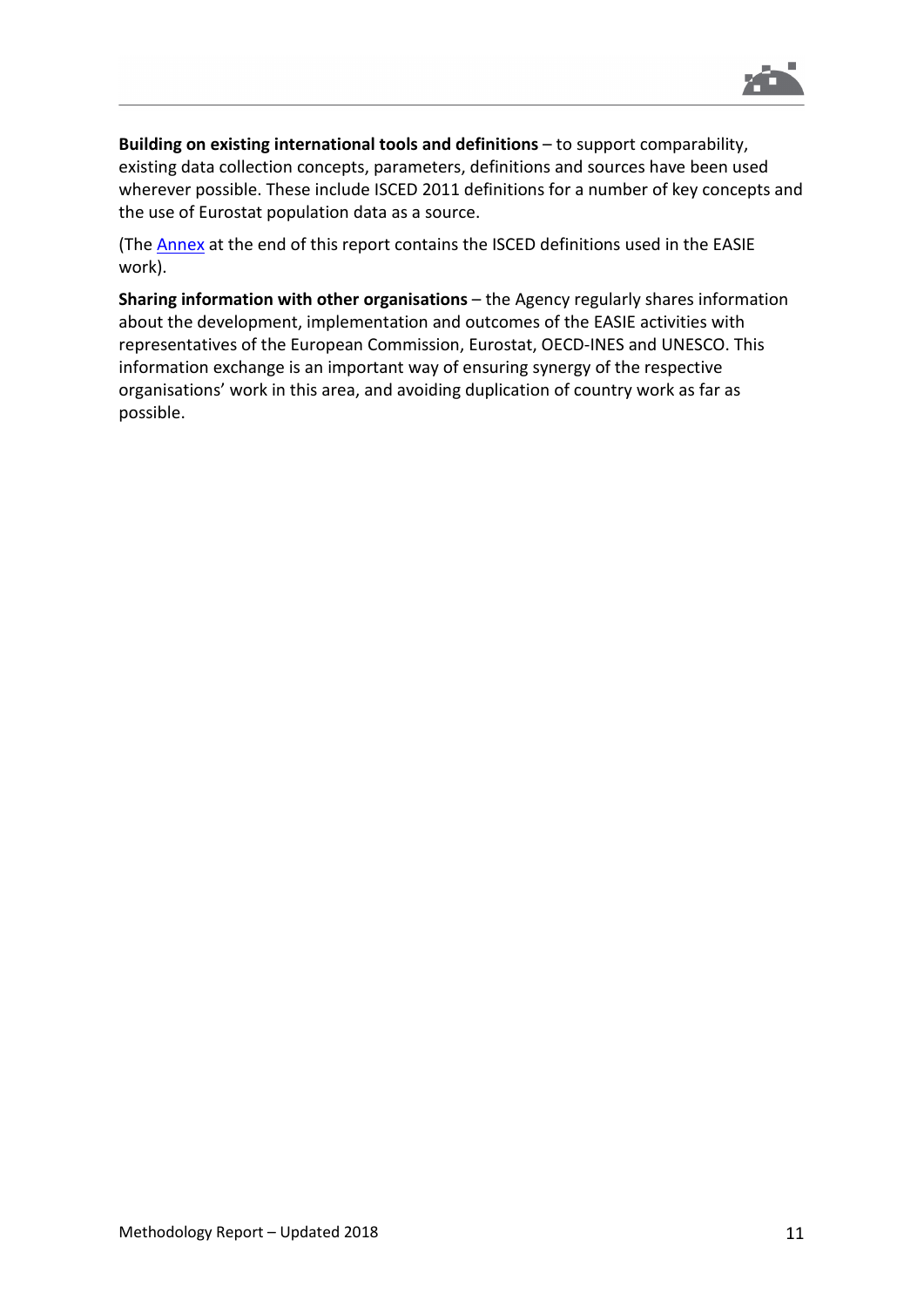**Building on existing international tools and definitions** – to support comparability, existing data collection concepts, parameters, definitions and sources have been used wherever possible. These include ISCED 2011 definitions for a number of key concepts and the use of Eurostat population data as a source.

(The Annex at the end of this report contains the ISCED definitions used in the EASIE work).

**Sharing information with other organisations** – the Agency regularly shares information about the development, implementation and outcomes of the EASIE activities with representatives of the European Commission, Eurostat, OECD-INES and UNESCO. This information exchange is an important way of ensuring synergy of the respective organisations' work in this area, and avoiding duplication of country work as far as possible.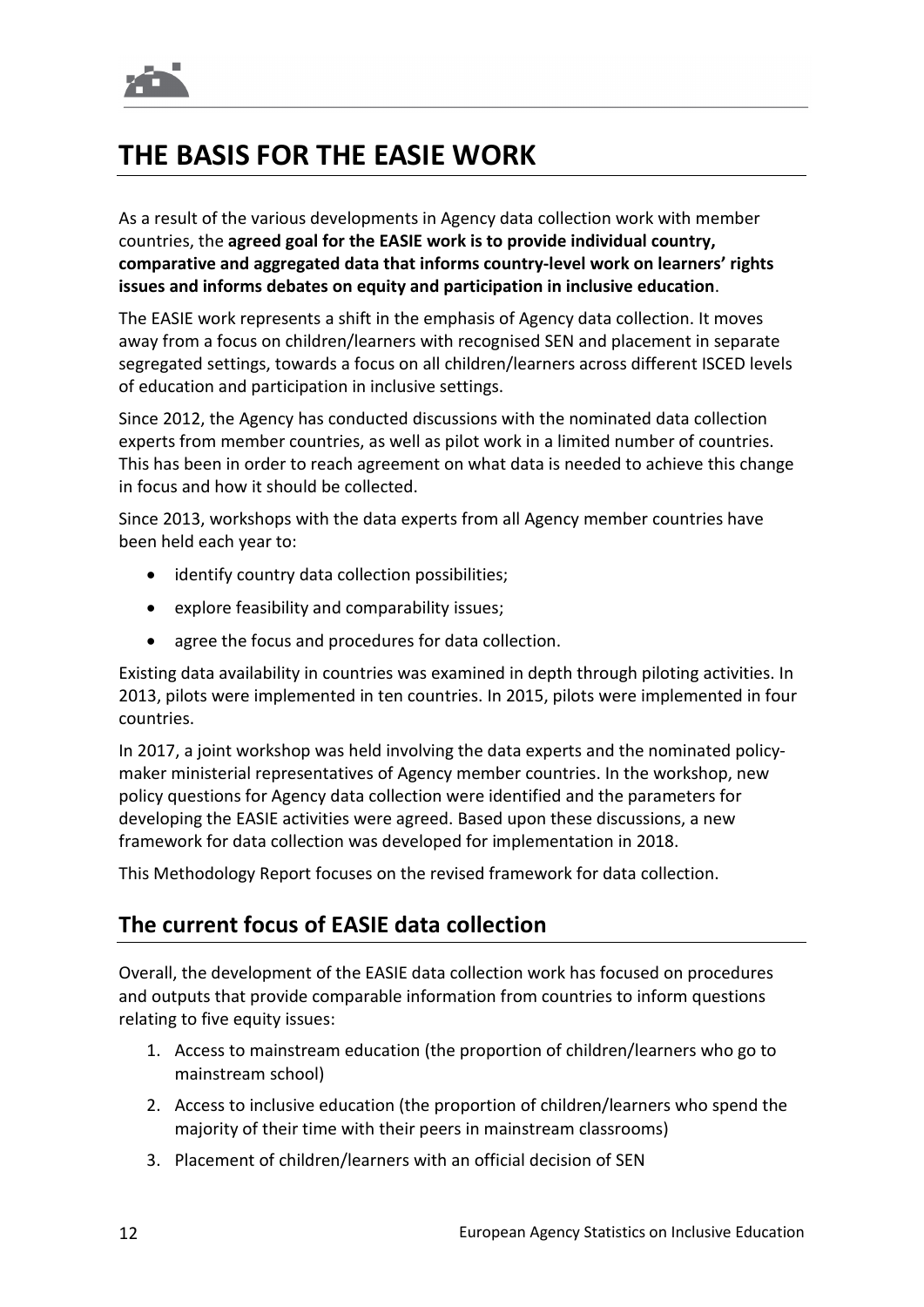# THE BASIS FOR THE EASIE WORK

As a result of the various developments in Agency data collection work with member countries, the **agreed goal for the EASIE work is to provide individual country, comparative and aggregated data that informs country-level work on learners' rights issues and informs debates on equity and participation in inclusive education**.

The EASIE work represents a shift in the emphasis of Agency data collection. It moves away from a focus on children/learners with recognised SEN and placement in separate segregated settings, towards a focus on all children/learners across different ISCED levels of education and participation in inclusive settings.

Since 2012, the Agency has conducted discussions with the nominated data collection experts from member countries, as well as pilot work in a limited number of countries. This has been in order to reach agreement on what data is needed to achieve this change in focus and how it should be collected.

Since 2013, workshops with the data experts from all Agency member countries have been held each year to:

- identify country data collection possibilities;
- explore feasibility and comparability issues;
- agree the focus and procedures for data collection.

Existing data availability in countries was examined in depth through piloting activities. In 2013, pilots were implemented in ten countries. In 2015, pilots were implemented in four countries.

In 2017, a joint workshop was held involving the data experts and the nominated policy-maker ministerial representatives of Agency member countries. In the workshop, new policy questions for Agency data collection were identified and the parameters for developing the EASIE activities were agreed. Based upon these discussions, a new framework for data collection was developed for implementation in 2018.

This Methodology Report focuses on the revised framework for data collection.

## The current focus of EASIE data collection

Overall, the development of the EASIE data collection work has focused on procedures and outputs that provide comparable information from countries to inform questions relating to five equity issues:

1. Access to mainstream education (the proportion of children/learners who go to mainstream school)
2. Access to inclusive education (the proportion of children/learners who spend the majority of their time with their peers in mainstream classrooms)
3. Placement of children/learners with an official decision of SEN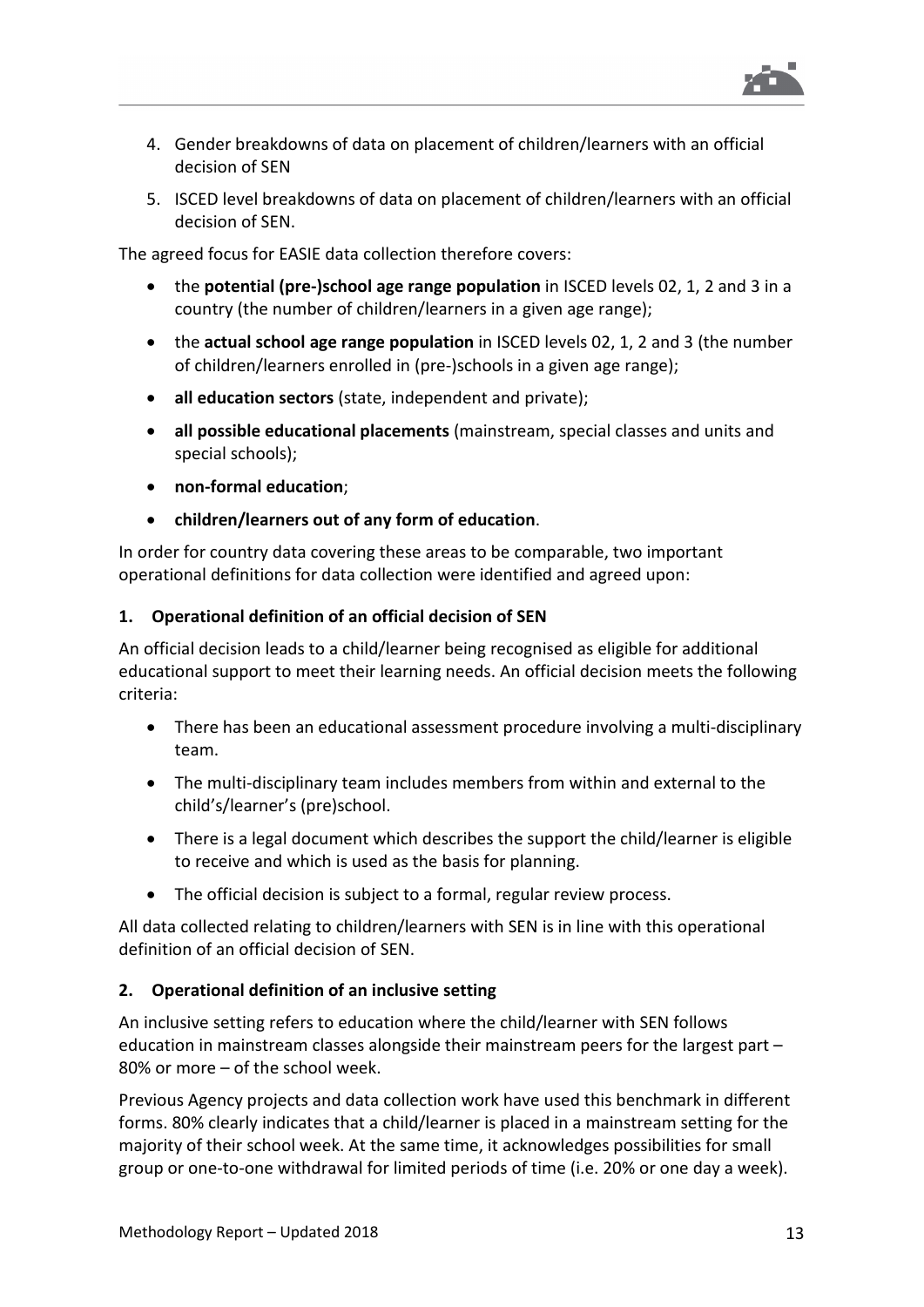4. Gender breakdowns of data on placement of children/learners with an official decision of SEN
5. ISCED level breakdowns of data on placement of children/learners with an official decision of SEN.

The agreed focus for EASIE data collection therefore covers:

- the **potential (pre-)school age range population** in ISCED levels 02, 1, 2 and 3 in a country (the number of children/learners in a given age range);
- the **actual school age range population** in ISCED levels 02, 1, 2 and 3 (the number of children/learners enrolled in (pre-)schools in a given age range);
- **all education sectors** (state, independent and private);
- **all possible educational placements** (mainstream, special classes and units and special schools);
- **non-formal education**;
- **children/learners out of any form of education**.

In order for country data covering these areas to be comparable, two important operational definitions for data collection were identified and agreed upon:

#### 1. Operational definition of an official decision of SEN

An official decision leads to a child/learner being recognised as eligible for additional educational support to meet their learning needs. An official decision meets the following criteria:

- There has been an educational assessment procedure involving a multi-disciplinary team.
- The multi-disciplinary team includes members from within and external to the child's/learner's (pre)school.
- There is a legal document which describes the support the child/learner is eligible to receive and which is used as the basis for planning.
- The official decision is subject to a formal, regular review process.

All data collected relating to children/learners with SEN is in line with this operational definition of an official decision of SEN.

#### 2. Operational definition of an inclusive setting

An inclusive setting refers to education where the child/learner with SEN follows education in mainstream classes alongside their mainstream peers for the largest part – 80% or more – of the school week.

Previous Agency projects and data collection work have used this benchmark in different forms. 80% clearly indicates that a child/learner is placed in a mainstream setting for the majority of their school week. At the same time, it acknowledges possibilities for small group or one-to-one withdrawal for limited periods of time (i.e. 20% or one day a week).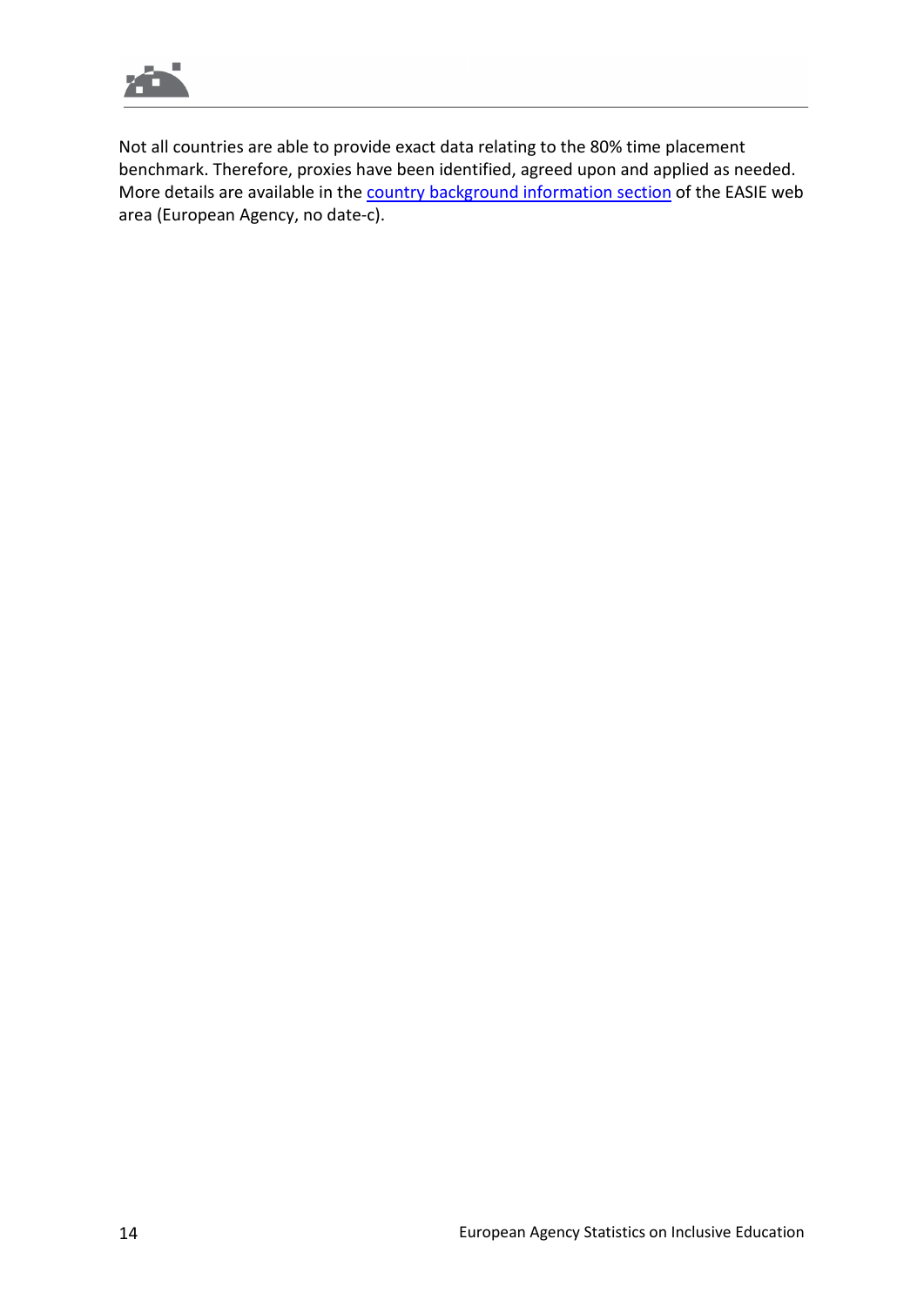Not all countries are able to provide exact data relating to the 80% time placement benchmark. Therefore, proxies have been identified, agreed upon and applied as needed. More details are available in the country background information section of the EASIE web area (European Agency, no date-c).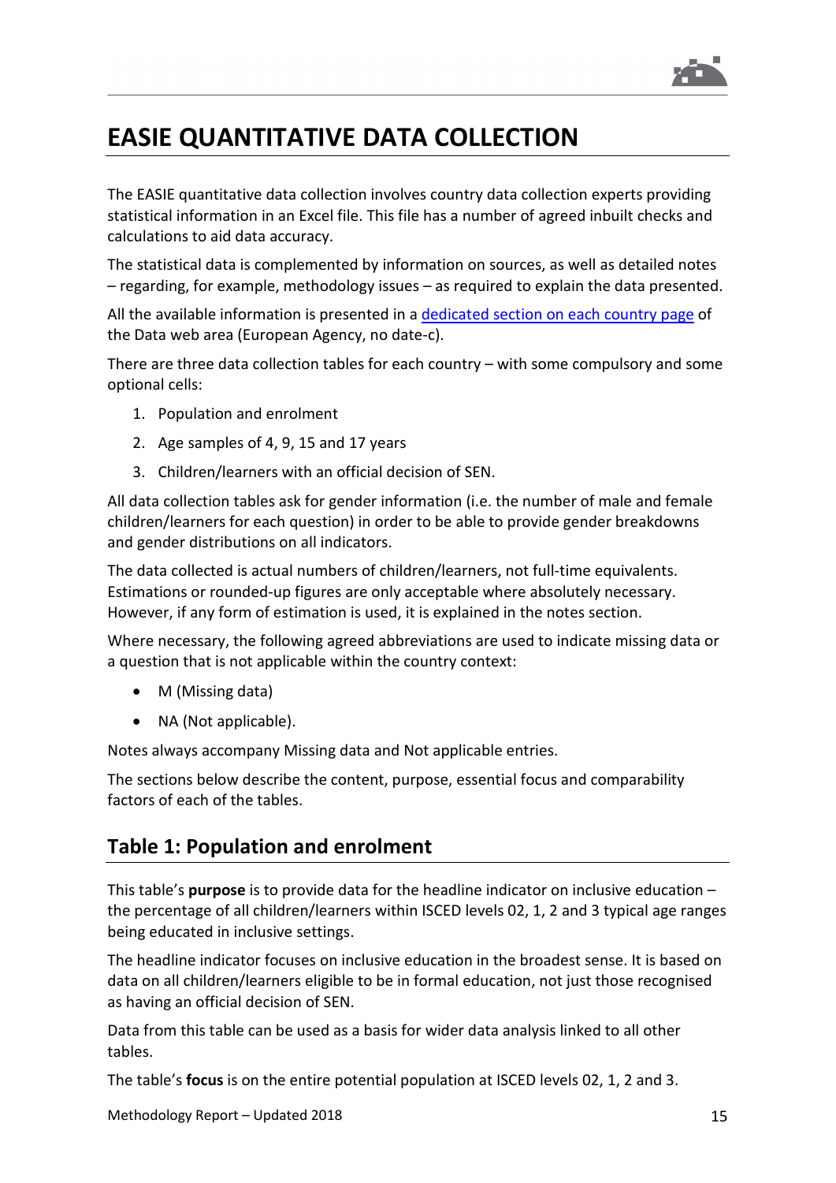# EASIE QUANTITATIVE DATA COLLECTION

The EASIE quantitative data collection involves country data collection experts providing statistical information in an Excel file. This file has a number of agreed inbuilt checks and calculations to aid data accuracy.

The statistical data is complemented by information on sources, as well as detailed notes – regarding, for example, methodology issues – as required to explain the data presented.

All the available information is presented in a [dedicated section on each country page](#) of the Data web area (European Agency, no date-c).

There are three data collection tables for each country – with some compulsory and some optional cells:

1. Population and enrolment
2. Age samples of 4, 9, 15 and 17 years
3. Children/learners with an official decision of SEN.

All data collection tables ask for gender information (i.e. the number of male and female children/learners for each question) in order to be able to provide gender breakdowns and gender distributions on all indicators.

The data collected is actual numbers of children/learners, not full-time equivalents. Estimations or rounded-up figures are only acceptable where absolutely necessary. However, if any form of estimation is used, it is explained in the notes section.

Where necessary, the following agreed abbreviations are used to indicate missing data or a question that is not applicable within the country context:

- M (Missing data)
- NA (Not applicable).

Notes always accompany Missing data and Not applicable entries.

The sections below describe the content, purpose, essential focus and comparability factors of each of the tables.

## Table 1: Population and enrolment

This table's **purpose** is to provide data for the headline indicator on inclusive education – the percentage of all children/learners within ISCED levels 02, 1, 2 and 3 typical age ranges being educated in inclusive settings.

The headline indicator focuses on inclusive education in the broadest sense. It is based on data on all children/learners eligible to be in formal education, not just those recognised as having an official decision of SEN.

Data from this table can be used as a basis for wider data analysis linked to all other tables.

The table's **focus** is on the entire potential population at ISCED levels 02, 1, 2 and 3.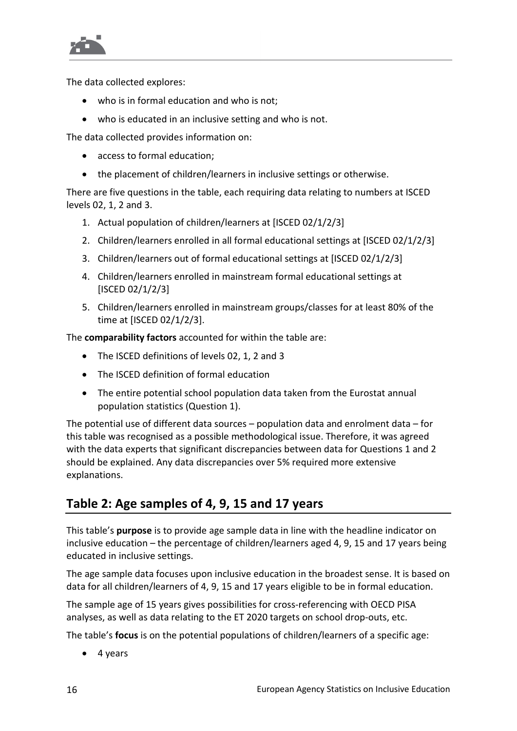The data collected explores:

- who is in formal education and who is not;
- who is educated in an inclusive setting and who is not.

The data collected provides information on:

- access to formal education;
- the placement of children/learners in inclusive settings or otherwise.

There are five questions in the table, each requiring data relating to numbers at ISCED levels 02, 1, 2 and 3.

1. Actual population of children/learners at [ISCED 02/1/2/3]
2. Children/learners enrolled in all formal educational settings at [ISCED 02/1/2/3]
3. Children/learners out of formal educational settings at [ISCED 02/1/2/3]
4. Children/learners enrolled in mainstream formal educational settings at [ISCED 02/1/2/3]
5. Children/learners enrolled in mainstream groups/classes for at least 80% of the time at [ISCED 02/1/2/3].

The **comparability factors** accounted for within the table are:

- The ISCED definitions of levels 02, 1, 2 and 3
- The ISCED definition of formal education
- The entire potential school population data taken from the Eurostat annual population statistics (Question 1).

The potential use of different data sources – population data and enrolment data – for this table was recognised as a possible methodological issue. Therefore, it was agreed with the data experts that significant discrepancies between data for Questions 1 and 2 should be explained. Any data discrepancies over 5% required more extensive explanations.

## Table 2: Age samples of 4, 9, 15 and 17 years

This table's **purpose** is to provide age sample data in line with the headline indicator on inclusive education – the percentage of children/learners aged 4, 9, 15 and 17 years being educated in inclusive settings.

The age sample data focuses upon inclusive education in the broadest sense. It is based on data for all children/learners of 4, 9, 15 and 17 years eligible to be in formal education.

The sample age of 15 years gives possibilities for cross-referencing with OECD PISA analyses, as well as data relating to the ET 2020 targets on school drop-outs, etc.

The table's **focus** is on the potential populations of children/learners of a specific age:

- 4 years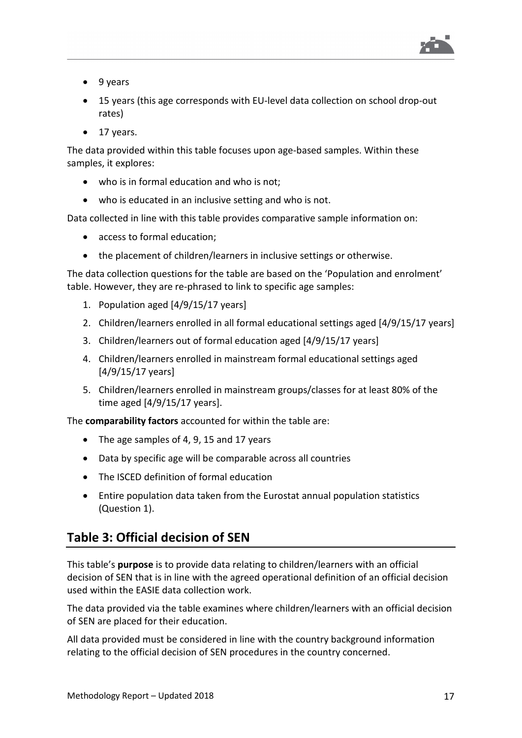- 9 years
- 15 years (this age corresponds with EU-level data collection on school drop-out rates)
- 17 years.

The data provided within this table focuses upon age-based samples. Within these samples, it explores:

- who is in formal education and who is not;
- who is educated in an inclusive setting and who is not.

Data collected in line with this table provides comparative sample information on:

- access to formal education;
- the placement of children/learners in inclusive settings or otherwise.

The data collection questions for the table are based on the 'Population and enrolment' table. However, they are re-phrased to link to specific age samples:

1. Population aged [4/9/15/17 years]
2. Children/learners enrolled in all formal educational settings aged [4/9/15/17 years]
3. Children/learners out of formal education aged [4/9/15/17 years]
4. Children/learners enrolled in mainstream formal educational settings aged [4/9/15/17 years]
5. Children/learners enrolled in mainstream groups/classes for at least 80% of the time aged [4/9/15/17 years].

The **comparability factors** accounted for within the table are:

- The age samples of 4, 9, 15 and 17 years
- Data by specific age will be comparable across all countries
- The ISCED definition of formal education
- Entire population data taken from the Eurostat annual population statistics (Question 1).

## Table 3: Official decision of SEN

This table's **purpose** is to provide data relating to children/learners with an official decision of SEN that is in line with the agreed operational definition of an official decision used within the EASIE data collection work.

The data provided via the table examines where children/learners with an official decision of SEN are placed for their education.

All data provided must be considered in line with the country background information relating to the official decision of SEN procedures in the country concerned.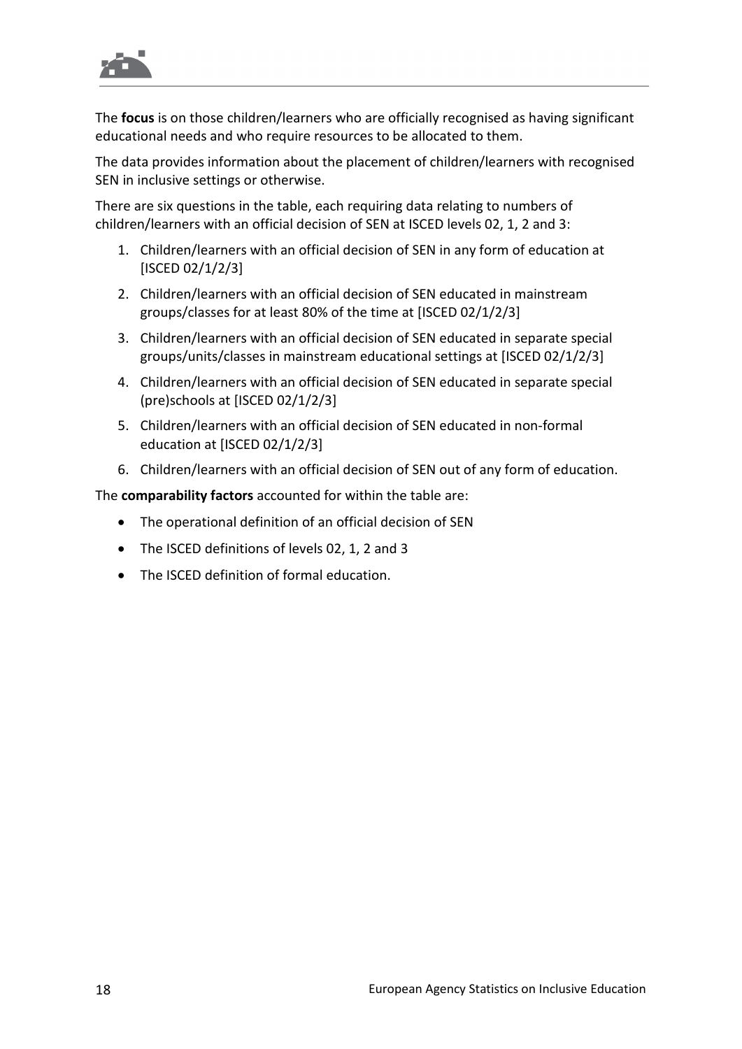The **focus** is on those children/learners who are officially recognised as having significant educational needs and who require resources to be allocated to them.

The data provides information about the placement of children/learners with recognised SEN in inclusive settings or otherwise.

There are six questions in the table, each requiring data relating to numbers of children/learners with an official decision of SEN at ISCED levels 02, 1, 2 and 3:

1. Children/learners with an official decision of SEN in any form of education at [ISCED 02/1/2/3]
2. Children/learners with an official decision of SEN educated in mainstream groups/classes for at least 80% of the time at [ISCED 02/1/2/3]
3. Children/learners with an official decision of SEN educated in separate special groups/units/classes in mainstream educational settings at [ISCED 02/1/2/3]
4. Children/learners with an official decision of SEN educated in separate special (pre)schools at [ISCED 02/1/2/3]
5. Children/learners with an official decision of SEN educated in non-formal education at [ISCED 02/1/2/3]
6. Children/learners with an official decision of SEN out of any form of education.

The **comparability factors** accounted for within the table are:

- The operational definition of an official decision of SEN
- The ISCED definitions of levels 02, 1, 2 and 3
- The ISCED definition of formal education.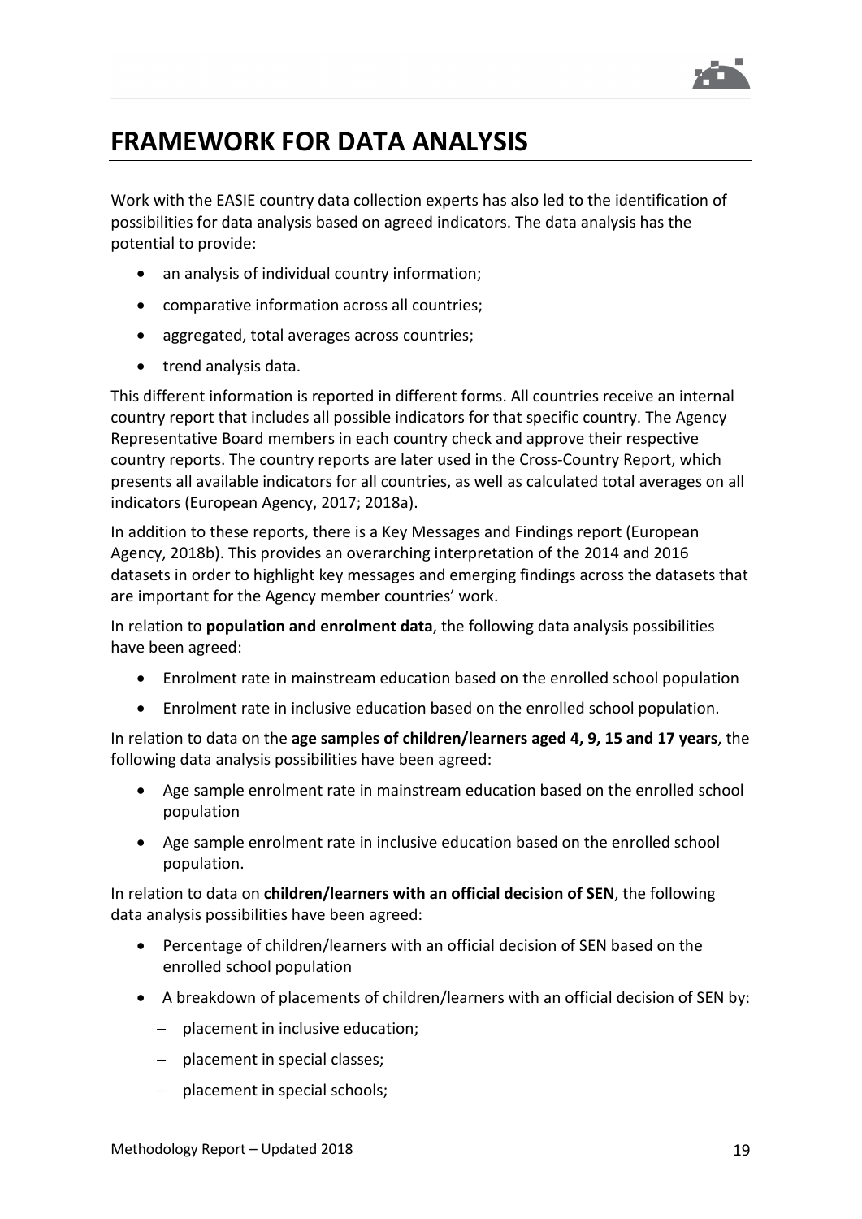# FRAMEWORK FOR DATA ANALYSIS

Work with the EASIE country data collection experts has also led to the identification of possibilities for data analysis based on agreed indicators. The data analysis has the potential to provide:

- an analysis of individual country information;
- comparative information across all countries;
- aggregated, total averages across countries;
- trend analysis data.

This different information is reported in different forms. All countries receive an internal country report that includes all possible indicators for that specific country. The Agency Representative Board members in each country check and approve their respective country reports. The country reports are later used in the Cross-Country Report, which presents all available indicators for all countries, as well as calculated total averages on all indicators (European Agency, 2017; 2018a).

In addition to these reports, there is a Key Messages and Findings report (European Agency, 2018b). This provides an overarching interpretation of the 2014 and 2016 datasets in order to highlight key messages and emerging findings across the datasets that are important for the Agency member countries' work.

In relation to **population and enrolment data**, the following data analysis possibilities have been agreed:

- Enrolment rate in mainstream education based on the enrolled school population
- Enrolment rate in inclusive education based on the enrolled school population.

In relation to data on the **age samples of children/learners aged 4, 9, 15 and 17 years**, the following data analysis possibilities have been agreed:

- Age sample enrolment rate in mainstream education based on the enrolled school population
- Age sample enrolment rate in inclusive education based on the enrolled school population.

In relation to data on **children/learners with an official decision of SEN**, the following data analysis possibilities have been agreed:

- Percentage of children/learners with an official decision of SEN based on the enrolled school population
- A breakdown of placements of children/learners with an official decision of SEN by:
  - placement in inclusive education;
  - placement in special classes;
  - placement in special schools;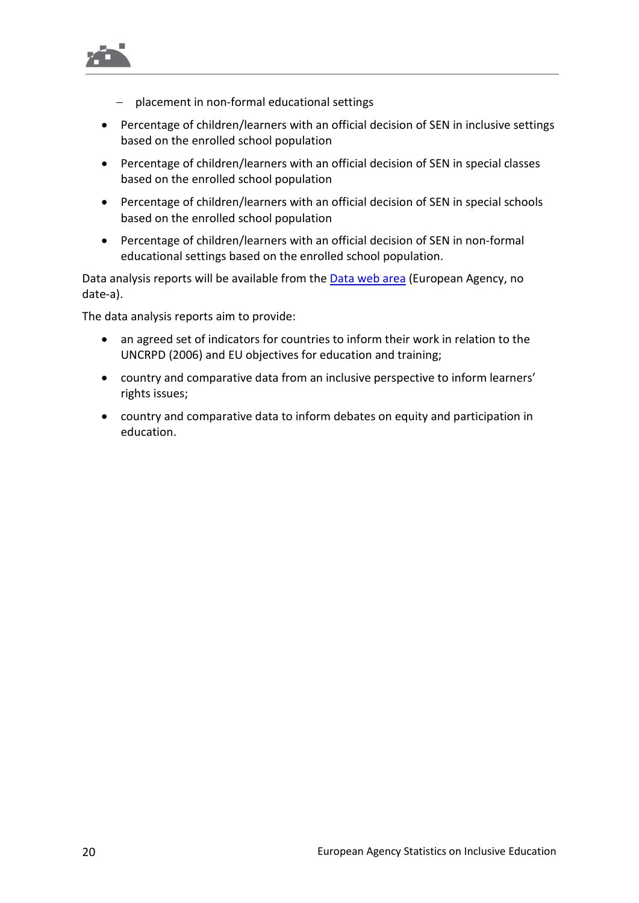- placement in non-formal educational settings

- Percentage of children/learners with an official decision of SEN in inclusive settings based on the enrolled school population
- Percentage of children/learners with an official decision of SEN in special classes based on the enrolled school population
- Percentage of children/learners with an official decision of SEN in special schools based on the enrolled school population
- Percentage of children/learners with an official decision of SEN in non-formal educational settings based on the enrolled school population.

Data analysis reports will be available from the Data web area (European Agency, no date-a).

The data analysis reports aim to provide:

- an agreed set of indicators for countries to inform their work in relation to the UNCRPD (2006) and EU objectives for education and training;
- country and comparative data from an inclusive perspective to inform learners' rights issues;
- country and comparative data to inform debates on equity and participation in education.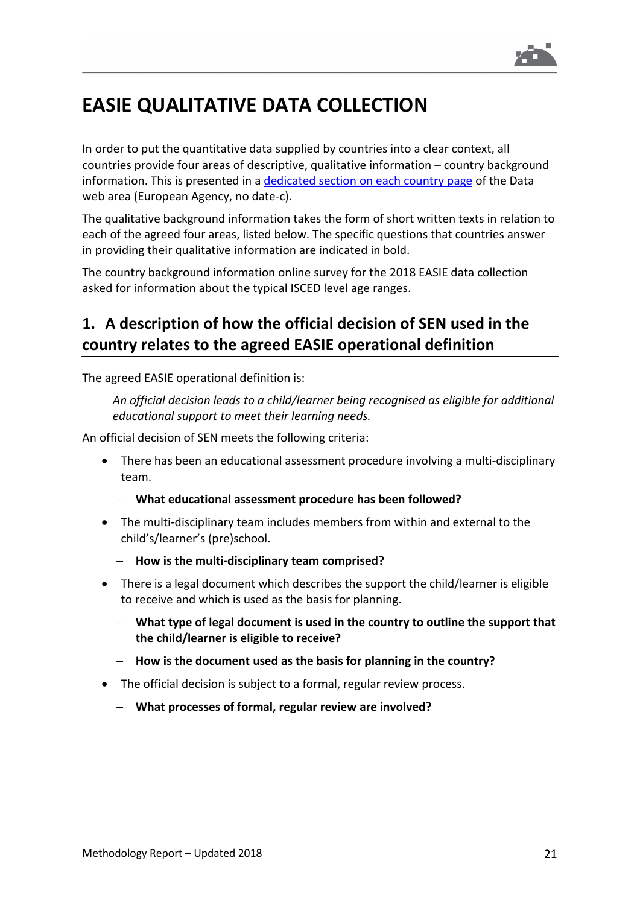# EASIE QUALITATIVE DATA COLLECTION

In order to put the quantitative data supplied by countries into a clear context, all countries provide four areas of descriptive, qualitative information – country background information. This is presented in a [dedicated section on each country page](dedicated section on each country page) of the Data web area (European Agency, no date-c).

The qualitative background information takes the form of short written texts in relation to each of the agreed four areas, listed below. The specific questions that countries answer in providing their qualitative information are indicated in bold.

The country background information online survey for the 2018 EASIE data collection asked for information about the typical ISCED level age ranges.

## 1. A description of how the official decision of SEN used in the country relates to the agreed EASIE operational definition

The agreed EASIE operational definition is:

> *An official decision leads to a child/learner being recognised as eligible for additional educational support to meet their learning needs.*

An official decision of SEN meets the following criteria:

- There has been an educational assessment procedure involving a multi-disciplinary team.
  - **What educational assessment procedure has been followed?**
- The multi-disciplinary team includes members from within and external to the child's/learner's (pre)school.
  - **How is the multi-disciplinary team comprised?**
- There is a legal document which describes the support the child/learner is eligible to receive and which is used as the basis for planning.
  - **What type of legal document is used in the country to outline the support that the child/learner is eligible to receive?**
  - **How is the document used as the basis for planning in the country?**
- The official decision is subject to a formal, regular review process.
  - **What processes of formal, regular review are involved?**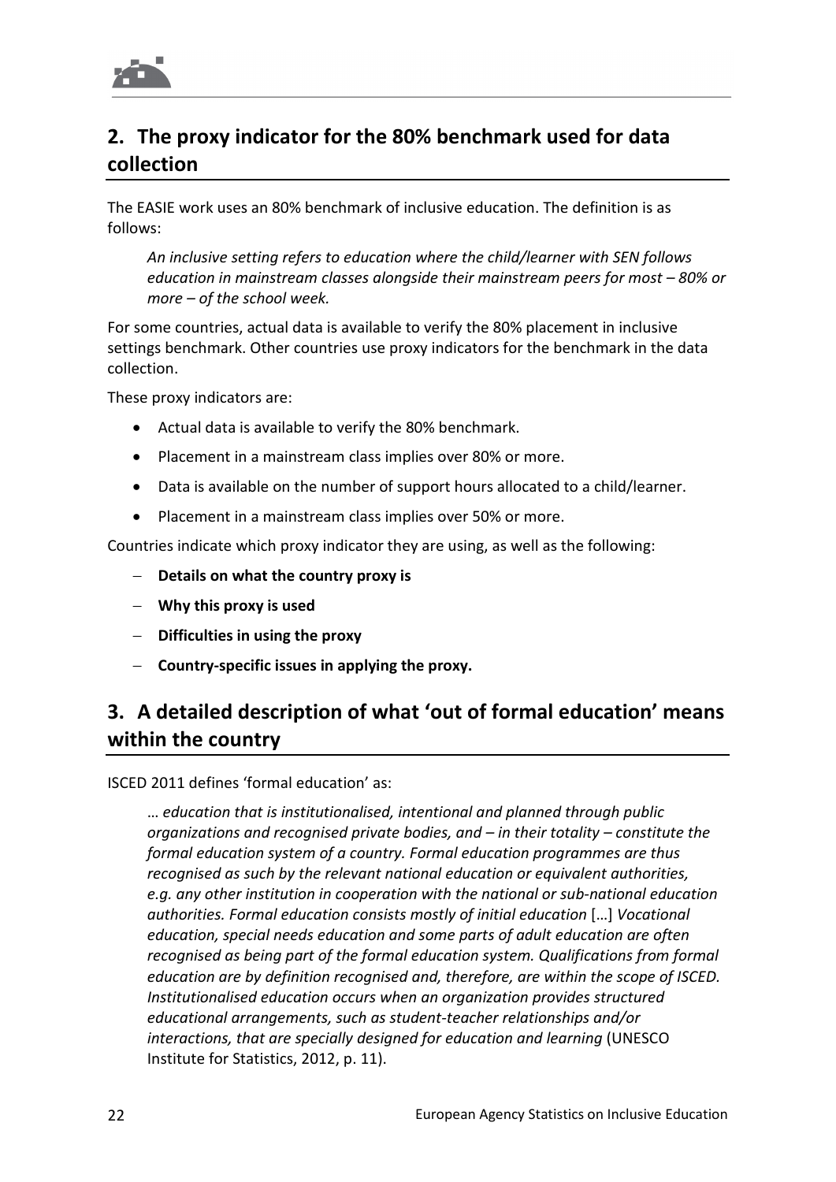## 2. The proxy indicator for the 80% benchmark used for data collection

The EASIE work uses an 80% benchmark of inclusive education. The definition is as follows:

> *An inclusive setting refers to education where the child/learner with SEN follows education in mainstream classes alongside their mainstream peers for most – 80% or more – of the school week.*

For some countries, actual data is available to verify the 80% placement in inclusive settings benchmark. Other countries use proxy indicators for the benchmark in the data collection.

These proxy indicators are:

- Actual data is available to verify the 80% benchmark.
- Placement in a mainstream class implies over 80% or more.
- Data is available on the number of support hours allocated to a child/learner.
- Placement in a mainstream class implies over 50% or more.

Countries indicate which proxy indicator they are using, as well as the following:

- **Details on what the country proxy is**
- **Why this proxy is used**
- **Difficulties in using the proxy**
- **Country-specific issues in applying the proxy.**

## 3. A detailed description of what 'out of formal education' means within the country

ISCED 2011 defines 'formal education' as:

> … *education that is institutionalised, intentional and planned through public organizations and recognised private bodies, and – in their totality – constitute the formal education system of a country. Formal education programmes are thus recognised as such by the relevant national education or equivalent authorities, e.g. any other institution in cooperation with the national or sub-national education authorities. Formal education consists mostly of initial education* […] *Vocational education, special needs education and some parts of adult education are often recognised as being part of the formal education system. Qualifications from formal education are by definition recognised and, therefore, are within the scope of ISCED. Institutionalised education occurs when an organization provides structured educational arrangements, such as student-teacher relationships and/or interactions, that are specially designed for education and learning* (UNESCO Institute for Statistics, 2012, p. 11).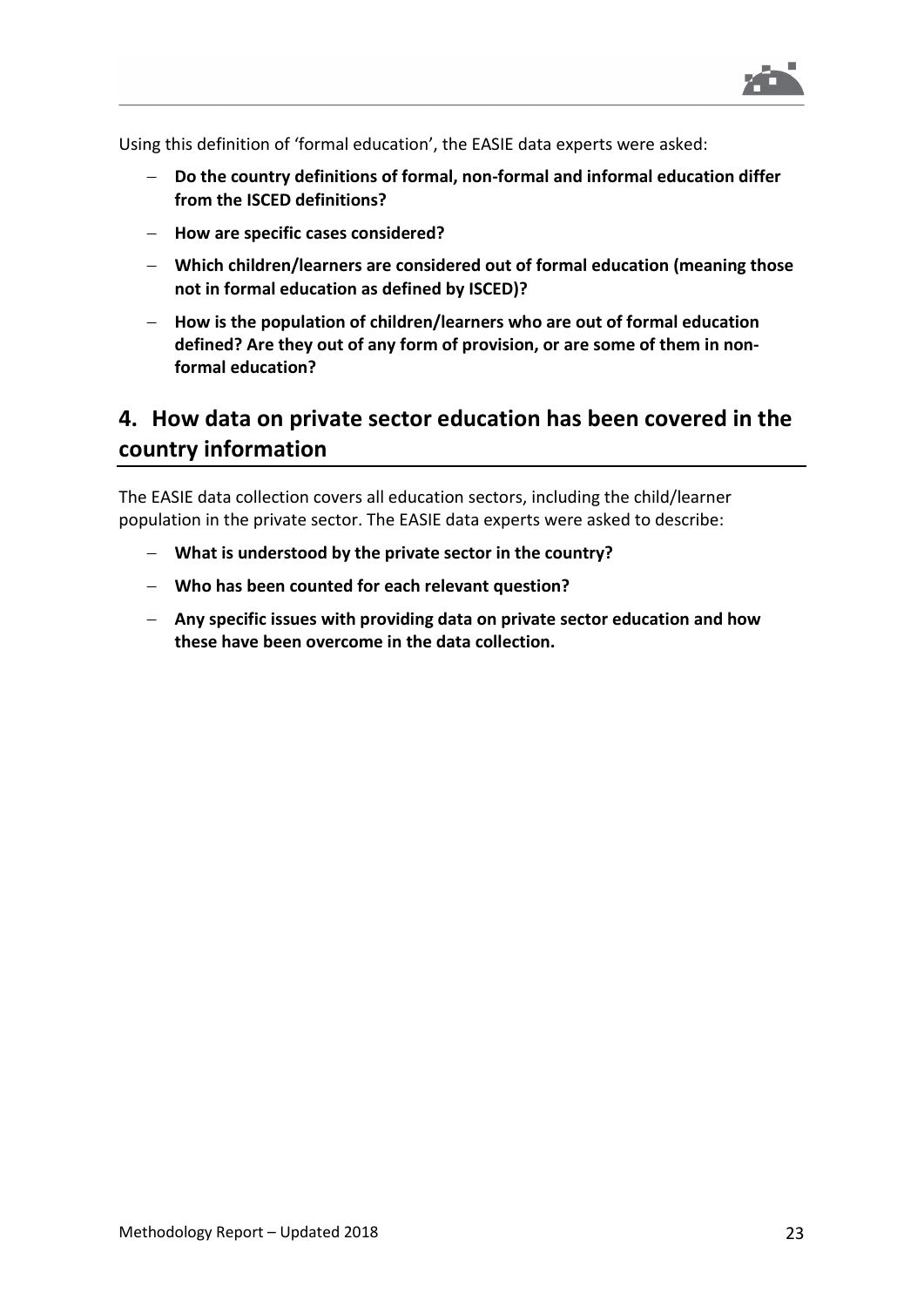Using this definition of 'formal education', the EASIE data experts were asked:

- **Do the country definitions of formal, non-formal and informal education differ from the ISCED definitions?**
- **How are specific cases considered?**
- **Which children/learners are considered out of formal education (meaning those not in formal education as defined by ISCED)?**
- **How is the population of children/learners who are out of formal education defined? Are they out of any form of provision, or are some of them in non-formal education?**

## 4. How data on private sector education has been covered in the country information

The EASIE data collection covers all education sectors, including the child/learner population in the private sector. The EASIE data experts were asked to describe:

- **What is understood by the private sector in the country?**
- **Who has been counted for each relevant question?**
- **Any specific issues with providing data on private sector education and how these have been overcome in the data collection.**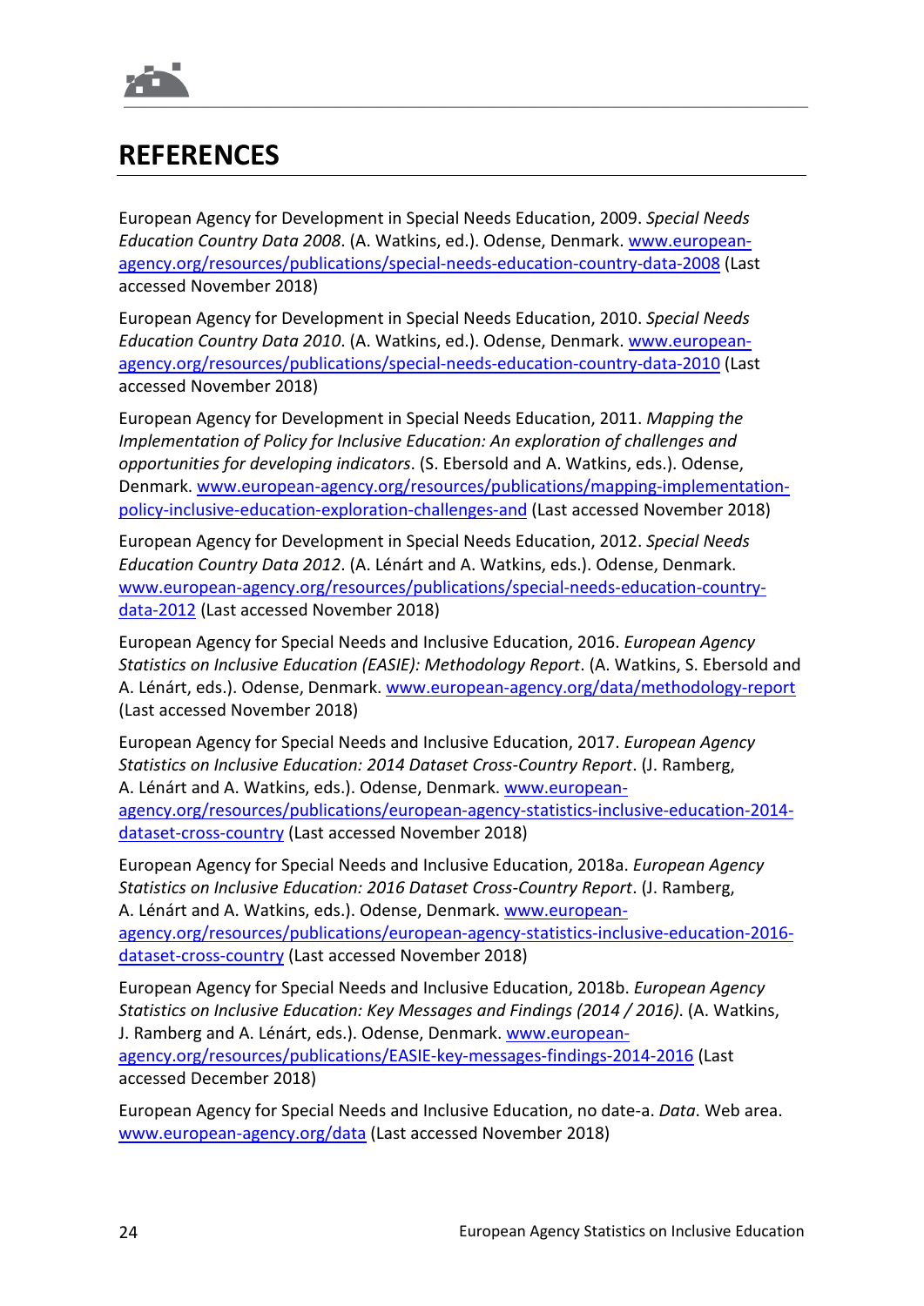# REFERENCES

European Agency for Development in Special Needs Education, 2009. *Special Needs Education Country Data 2008*. (A. Watkins, ed.). Odense, Denmark. www.european-agency.org/resources/publications/special-needs-education-country-data-2008 (Last accessed November 2018)

European Agency for Development in Special Needs Education, 2010. *Special Needs Education Country Data 2010*. (A. Watkins, ed.). Odense, Denmark. www.european-agency.org/resources/publications/special-needs-education-country-data-2010 (Last accessed November 2018)

European Agency for Development in Special Needs Education, 2011. *Mapping the Implementation of Policy for Inclusive Education: An exploration of challenges and opportunities for developing indicators*. (S. Ebersold and A. Watkins, eds.). Odense, Denmark. www.european-agency.org/resources/publications/mapping-implementation-policy-inclusive-education-exploration-challenges-and (Last accessed November 2018)

European Agency for Development in Special Needs Education, 2012. *Special Needs Education Country Data 2012*. (A. Lénárt and A. Watkins, eds.). Odense, Denmark. www.european-agency.org/resources/publications/special-needs-education-country-data-2012 (Last accessed November 2018)

European Agency for Special Needs and Inclusive Education, 2016. *European Agency Statistics on Inclusive Education (EASIE): Methodology Report*. (A. Watkins, S. Ebersold and A. Lénárt, eds.). Odense, Denmark. www.european-agency.org/data/methodology-report (Last accessed November 2018)

European Agency for Special Needs and Inclusive Education, 2017. *European Agency Statistics on Inclusive Education: 2014 Dataset Cross-Country Report*. (J. Ramberg, A. Lénárt and A. Watkins, eds.). Odense, Denmark. www.european-agency.org/resources/publications/european-agency-statistics-inclusive-education-2014-dataset-cross-country (Last accessed November 2018)

European Agency for Special Needs and Inclusive Education, 2018a. *European Agency Statistics on Inclusive Education: 2016 Dataset Cross-Country Report*. (J. Ramberg, A. Lénárt and A. Watkins, eds.). Odense, Denmark. www.european-agency.org/resources/publications/european-agency-statistics-inclusive-education-2016-dataset-cross-country (Last accessed November 2018)

European Agency for Special Needs and Inclusive Education, 2018b. *European Agency Statistics on Inclusive Education: Key Messages and Findings (2014 / 2016)*. (A. Watkins, J. Ramberg and A. Lénárt, eds.). Odense, Denmark. www.european-agency.org/resources/publications/EASIE-key-messages-findings-2014-2016 (Last accessed December 2018)

European Agency for Special Needs and Inclusive Education, no date-a. *Data*. Web area. www.european-agency.org/data (Last accessed November 2018)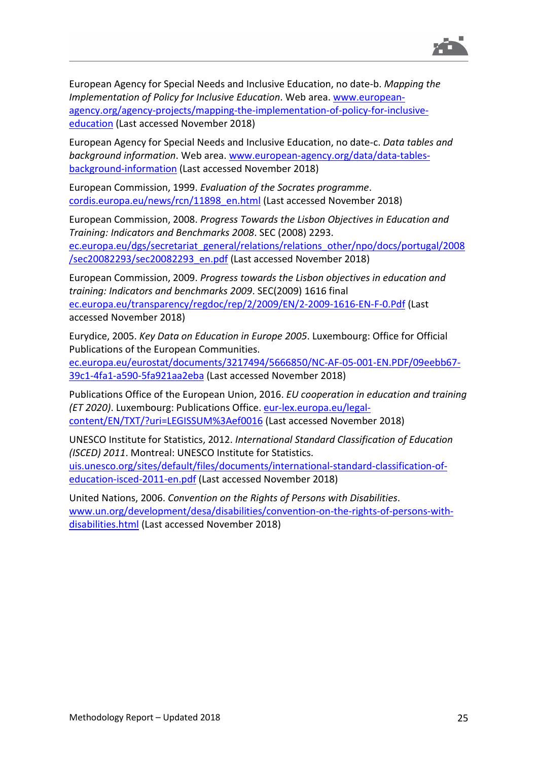European Agency for Special Needs and Inclusive Education, no date-b. *Mapping the Implementation of Policy for Inclusive Education*. Web area. www.european-agency.org/agency-projects/mapping-the-implementation-of-policy-for-inclusive-education (Last accessed November 2018)

European Agency for Special Needs and Inclusive Education, no date-c. *Data tables and background information*. Web area. www.european-agency.org/data/data-tables-background-information (Last accessed November 2018)

European Commission, 1999. *Evaluation of the Socrates programme*. cordis.europa.eu/news/rcn/11898_en.html (Last accessed November 2018)

European Commission, 2008. *Progress Towards the Lisbon Objectives in Education and Training: Indicators and Benchmarks 2008*. SEC (2008) 2293. ec.europa.eu/dgs/secretariat_general/relations/relations_other/npo/docs/portugal/2008/sec20082293/sec20082293_en.pdf (Last accessed November 2018)

European Commission, 2009. *Progress towards the Lisbon objectives in education and training: Indicators and benchmarks 2009*. SEC(2009) 1616 final ec.europa.eu/transparency/regdoc/rep/2/2009/EN/2-2009-1616-EN-F-0.Pdf (Last accessed November 2018)

Eurydice, 2005. *Key Data on Education in Europe 2005*. Luxembourg: Office for Official Publications of the European Communities. ec.europa.eu/eurostat/documents/3217494/5666850/NC-AF-05-001-EN.PDF/09eebb67-39c1-4fa1-a590-5fa921aa2eba (Last accessed November 2018)

Publications Office of the European Union, 2016. *EU cooperation in education and training (ET 2020)*. Luxembourg: Publications Office. eur-lex.europa.eu/legal-content/EN/TXT/?uri=LEGISSUM%3Aef0016 (Last accessed November 2018)

UNESCO Institute for Statistics, 2012. *International Standard Classification of Education (ISCED) 2011*. Montreal: UNESCO Institute for Statistics. uis.unesco.org/sites/default/files/documents/international-standard-classification-of-education-isced-2011-en.pdf (Last accessed November 2018)

United Nations, 2006. *Convention on the Rights of Persons with Disabilities*. www.un.org/development/desa/disabilities/convention-on-the-rights-of-persons-with-disabilities.html (Last accessed November 2018)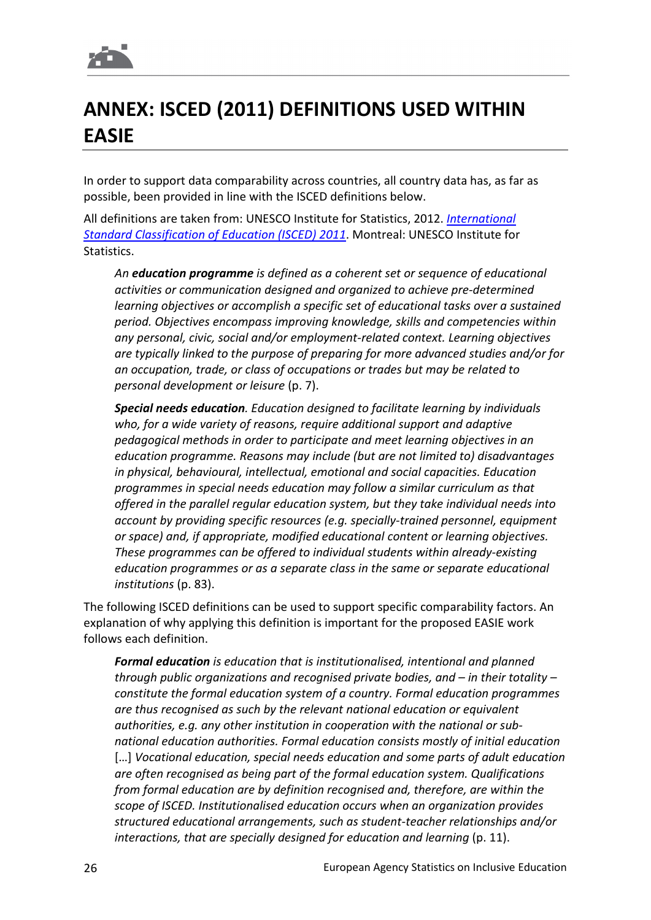# ANNEX: ISCED (2011) DEFINITIONS USED WITHIN EASIE

In order to support data comparability across countries, all country data has, as far as possible, been provided in line with the ISCED definitions below.

All definitions are taken from: UNESCO Institute for Statistics, 2012. *International Standard Classification of Education (ISCED) 2011*. Montreal: UNESCO Institute for Statistics.

> *An **education programme** is defined as a coherent set or sequence of educational activities or communication designed and organized to achieve pre-determined learning objectives or accomplish a specific set of educational tasks over a sustained period. Objectives encompass improving knowledge, skills and competencies within any personal, civic, social and/or employment-related context. Learning objectives are typically linked to the purpose of preparing for more advanced studies and/or for an occupation, trade, or class of occupations or trades but may be related to personal development or leisure* (p. 7).

> ***Special needs education**. Education designed to facilitate learning by individuals who, for a wide variety of reasons, require additional support and adaptive pedagogical methods in order to participate and meet learning objectives in an education programme. Reasons may include (but are not limited to) disadvantages in physical, behavioural, intellectual, emotional and social capacities. Education programmes in special needs education may follow a similar curriculum as that offered in the parallel regular education system, but they take individual needs into account by providing specific resources (e.g. specially-trained personnel, equipment or space) and, if appropriate, modified educational content or learning objectives. These programmes can be offered to individual students within already-existing education programmes or as a separate class in the same or separate educational institutions* (p. 83).

The following ISCED definitions can be used to support specific comparability factors. An explanation of why applying this definition is important for the proposed EASIE work follows each definition.

> ***Formal education** is education that is institutionalised, intentional and planned through public organizations and recognised private bodies, and – in their totality – constitute the formal education system of a country. Formal education programmes are thus recognised as such by the relevant national education or equivalent authorities, e.g. any other institution in cooperation with the national or sub-national education authorities. Formal education consists mostly of initial education* […] *Vocational education, special needs education and some parts of adult education are often recognised as being part of the formal education system. Qualifications from formal education are by definition recognised and, therefore, are within the scope of ISCED. Institutionalised education occurs when an organization provides structured educational arrangements, such as student-teacher relationships and/or interactions, that are specially designed for education and learning* (p. 11).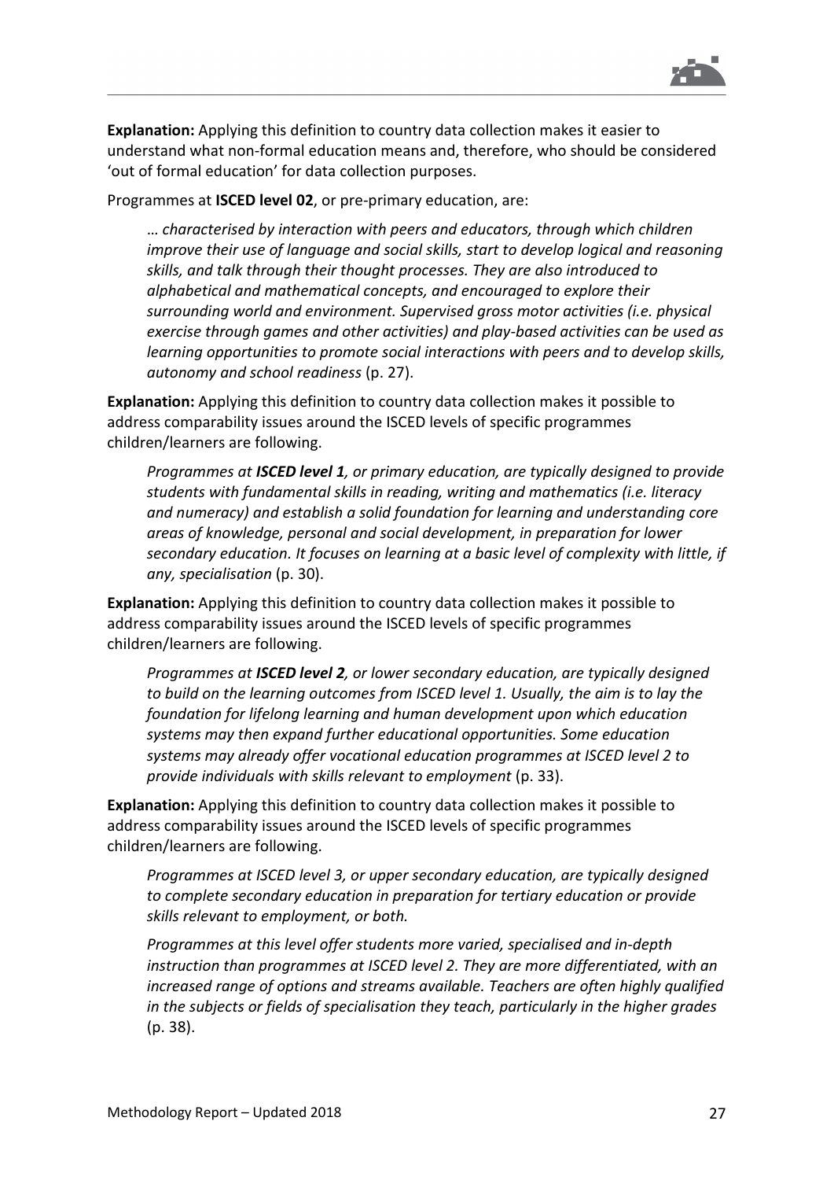**Explanation:** Applying this definition to country data collection makes it easier to understand what non-formal education means and, therefore, who should be considered 'out of formal education' for data collection purposes.

Programmes at **ISCED level 02**, or pre-primary education, are:

> *… characterised by interaction with peers and educators, through which children improve their use of language and social skills, start to develop logical and reasoning skills, and talk through their thought processes. They are also introduced to alphabetical and mathematical concepts, and encouraged to explore their surrounding world and environment. Supervised gross motor activities (i.e. physical exercise through games and other activities) and play-based activities can be used as learning opportunities to promote social interactions with peers and to develop skills, autonomy and school readiness* (p. 27).

**Explanation:** Applying this definition to country data collection makes it possible to address comparability issues around the ISCED levels of specific programmes children/learners are following.

> *Programmes at **ISCED level 1**, or primary education, are typically designed to provide students with fundamental skills in reading, writing and mathematics (i.e. literacy and numeracy) and establish a solid foundation for learning and understanding core areas of knowledge, personal and social development, in preparation for lower secondary education. It focuses on learning at a basic level of complexity with little, if any, specialisation* (p. 30).

**Explanation:** Applying this definition to country data collection makes it possible to address comparability issues around the ISCED levels of specific programmes children/learners are following.

> *Programmes at **ISCED level 2**, or lower secondary education, are typically designed to build on the learning outcomes from ISCED level 1. Usually, the aim is to lay the foundation for lifelong learning and human development upon which education systems may then expand further educational opportunities. Some education systems may already offer vocational education programmes at ISCED level 2 to provide individuals with skills relevant to employment* (p. 33).

**Explanation:** Applying this definition to country data collection makes it possible to address comparability issues around the ISCED levels of specific programmes children/learners are following.

> *Programmes at ISCED level 3, or upper secondary education, are typically designed to complete secondary education in preparation for tertiary education or provide skills relevant to employment, or both.*
>
> *Programmes at this level offer students more varied, specialised and in-depth instruction than programmes at ISCED level 2. They are more differentiated, with an increased range of options and streams available. Teachers are often highly qualified in the subjects or fields of specialisation they teach, particularly in the higher grades* (p. 38).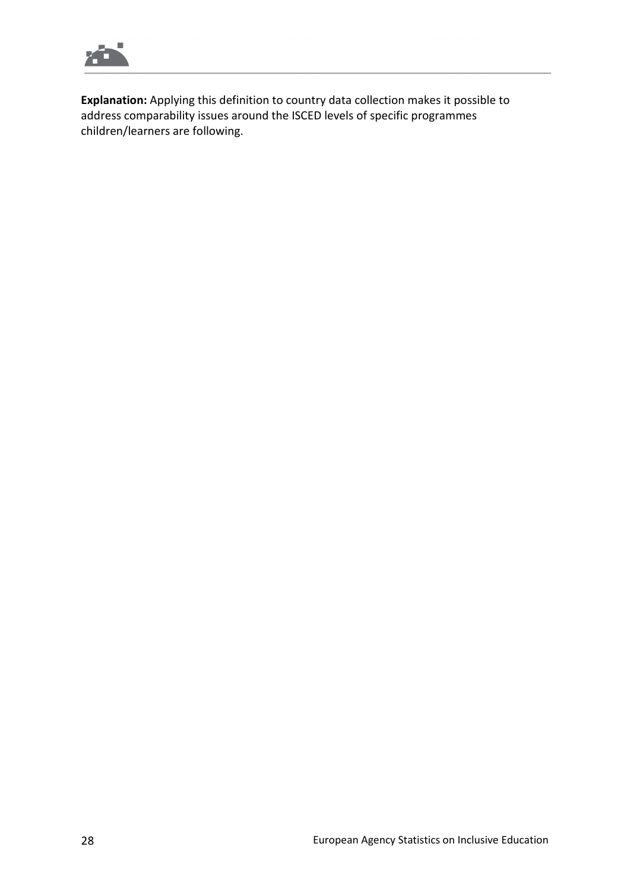**Explanation:** Applying this definition to country data collection makes it possible to address comparability issues around the ISCED levels of specific programmes children/learners are following.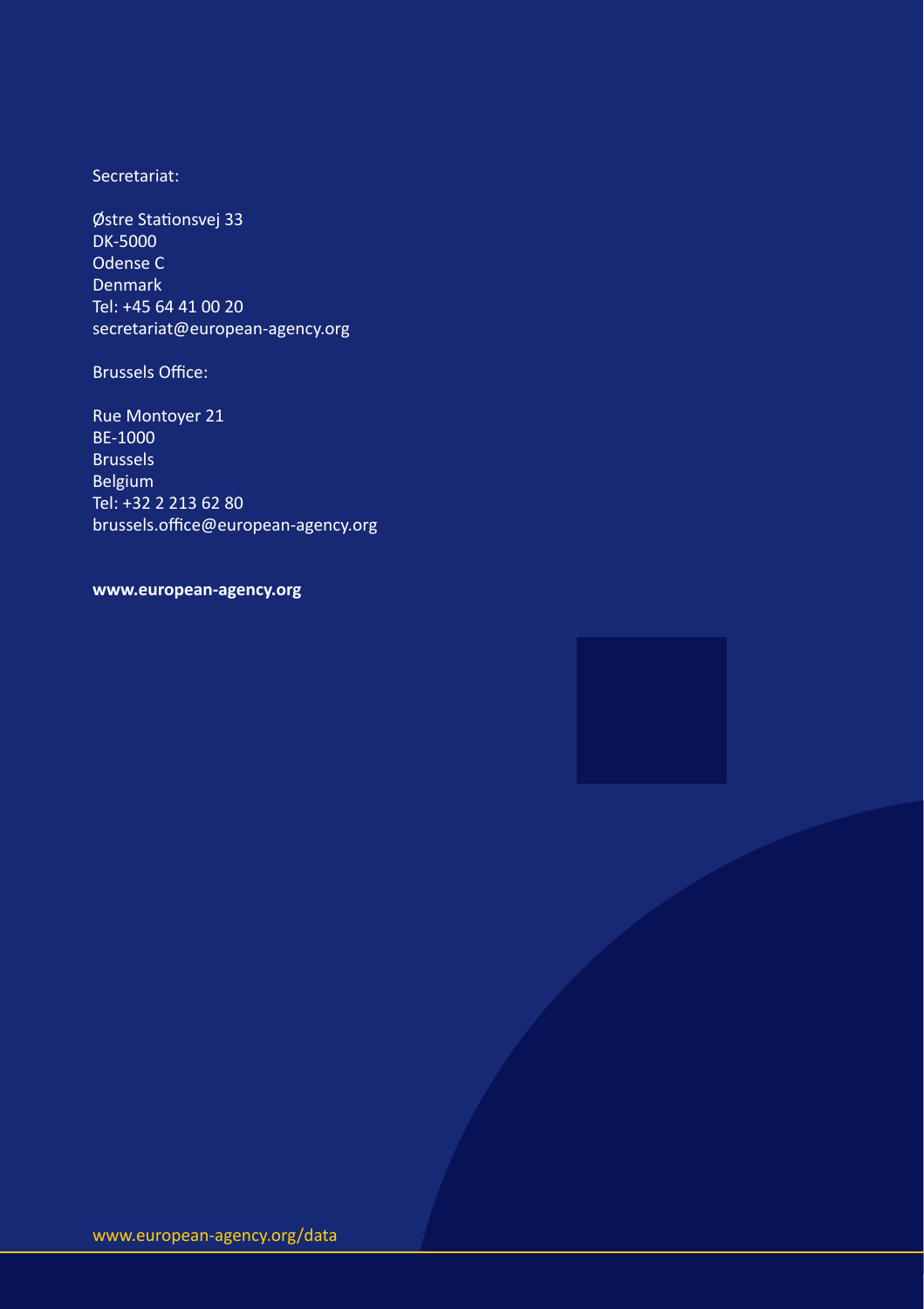Secretariat:

Østre Stationsvej 33
DK-5000
Odense C
Denmark
Tel: +45 64 41 00 20
secretariat@european-agency.org

Brussels Office:

Rue Montoyer 21
BE-1000
Brussels
Belgium
Tel: +32 2 213 62 80
brussels.office@european-agency.org

**www.european-agency.org**

www.european-agency.org/data